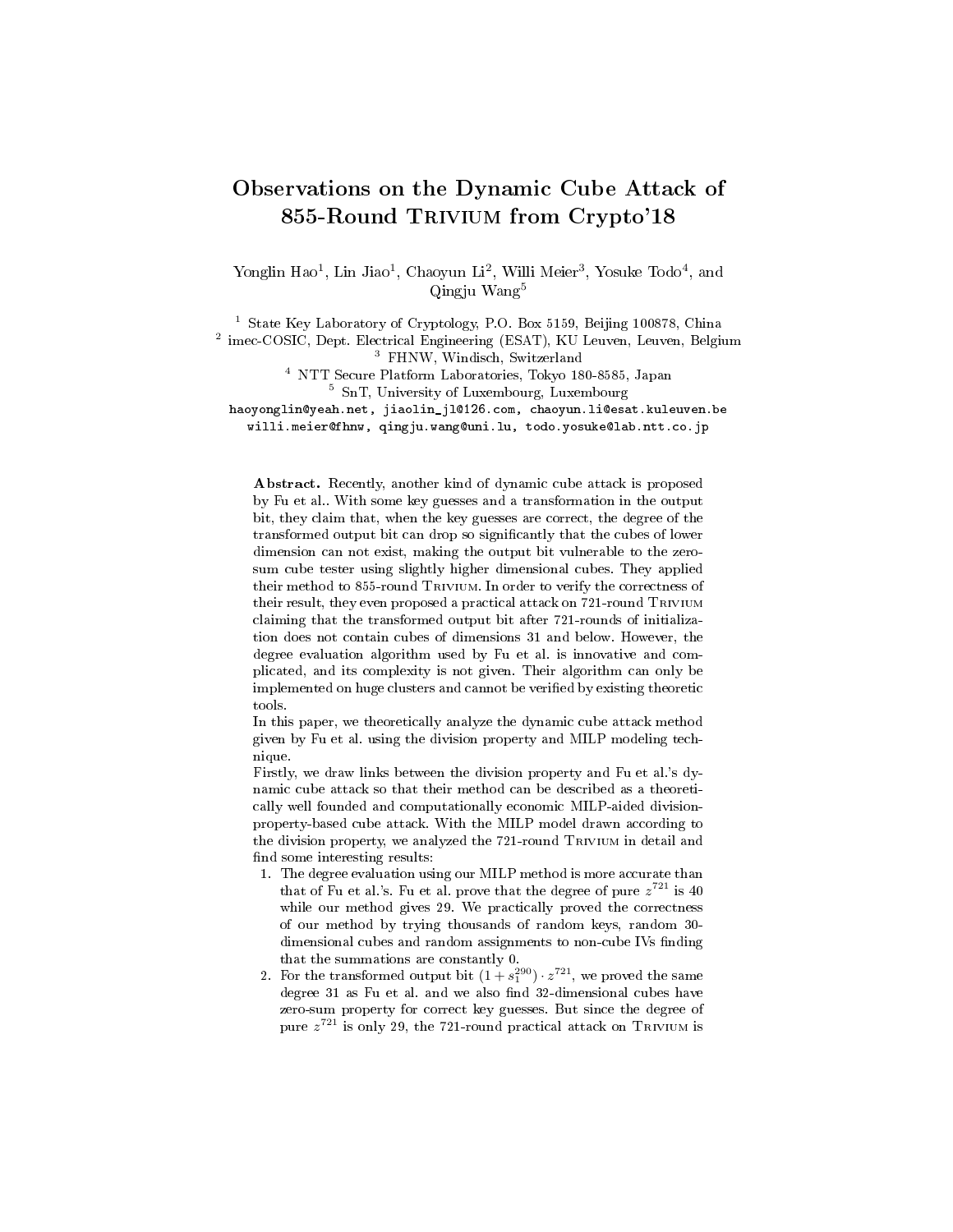# Observations on the Dynamic Cube Attack of 855-Round Trivium from Crypto'18

Yonglin Hao[1], Lin Jiao[1], Chaoyun Li[2], Willi Meier[3], Yosuke Todo[4], and Qingju Wang[5]

[1] State Key Laboratory of Cryptology, P.O. Box 5159, Beijing 100878, China
[2] imec-COSIC, Dept. Electrical Engineering (ESAT), KU Leuven, Leuven, Belgium
[3] FHNW, Windisch, Switzerland
[4] NTT Secure Platform Laboratories, Tokyo 180-8585, Japan
[5] SnT, University of Luxembourg, Luxembourg

haoyonglin@yeah.net, jiaolin_jl@126.com, chaoyun.li@esat.kuleuven.be
willi.meier@fhnw, qingju.wang@uni.lu, todo.yosuke@lab.ntt.co.jp

**Abstract.** Recently, another kind of dynamic cube attack is proposed by Fu et al.. With some key guesses and a transformation in the output bit, they claim that, when the key guesses are correct, the degree of the transformed output bit can drop so significantly that the cubes of lower dimension can not exist, making the output bit vulnerable to the zero-sum cube tester using slightly higher dimensional cubes. They applied their method to 855-round Trivium. In order to verify the correctness of their result, they even proposed a practical attack on 721-round Trivium claiming that the transformed output bit after 721-rounds of initialization does not contain cubes of dimensions 31 and below. However, the degree evaluation algorithm used by Fu et al. is innovative and complicated, and its complexity is not given. Their algorithm can only be implemented on huge clusters and cannot be verified by existing theoretic tools.

In this paper, we theoretically analyze the dynamic cube attack method given by Fu et al. using the division property and MILP modeling technique.

Firstly, we draw links between the division property and Fu et al.'s dynamic cube attack so that their method can be described as a theoretically well founded and computationally economic MILP-aided division-property-based cube attack. With the MILP model drawn according to the division property, we analyzed the 721-round Trivium in detail and find some interesting results:

1. The degree evaluation using our MILP method is more accurate than that of Fu et al.'s. Fu et al. prove that the degree of pure $z^{721}$ is 40 while our method gives 29. We practically proved the correctness of our method by trying thousands of random keys, random 30-dimensional cubes and random assignments to non-cube IVs finding that the summations are constantly 0.
2. For the transformed output bit $(1 + s_1^{290}) \cdot z^{721}$, we proved the same degree 31 as Fu et al. and we also find 32-dimensional cubes have zero-sum property for correct key guesses. But since the degree of pure $z^{721}$ is only 29, the 721-round practical attack on Trivium is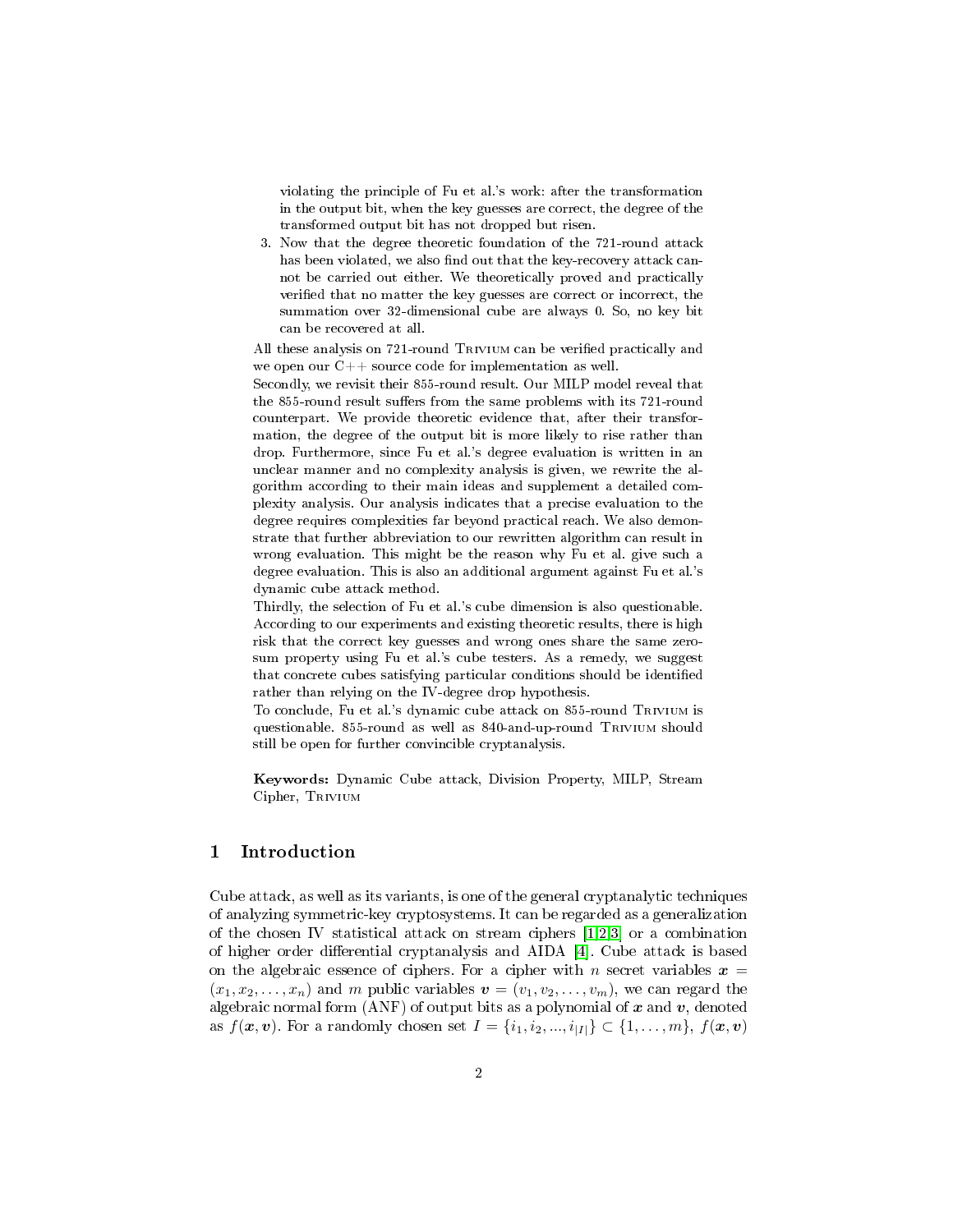violating the principle of Fu et al.'s work: after the transformation in the output bit, when the key guesses are correct, the degree of the transformed output bit has not dropped but risen.

3. Now that the degree theoretic foundation of the 721-round attack has been violated, we also find out that the key-recovery attack cannot be carried out either. We theoretically proved and practically verified that no matter the key guesses are correct or incorrect, the summation over 32-dimensional cube are always 0. So, no key bit can be recovered at all.

All these analysis on 721-round Trivium can be verified practically and we open our C++ source code for implementation as well.

Secondly, we revisit their 855-round result. Our MILP model reveal that the 855-round result suffers from the same problems with its 721-round counterpart. We provide theoretic evidence that, after their transformation, the degree of the output bit is more likely to rise rather than drop. Furthermore, since Fu et al.'s degree evaluation is written in an unclear manner and no complexity analysis is given, we rewrite the algorithm according to their main ideas and supplement a detailed complexity analysis. Our analysis indicates that a precise evaluation to the degree requires complexities far beyond practical reach. We also demonstrate that further abbreviation to our rewritten algorithm can result in wrong evaluation. This might be the reason why Fu et al. give such a degree evaluation. This is also an additional argument against Fu et al.'s dynamic cube attack method.

Thirdly, the selection of Fu et al.'s cube dimension is also questionable. According to our experiments and existing theoretic results, there is high risk that the correct key guesses and wrong ones share the same zero-sum property using Fu et al.'s cube testers. As a remedy, we suggest that concrete cubes satisfying particular conditions should be identified rather than relying on the IV-degree drop hypothesis.

To conclude, Fu et al.'s dynamic cube attack on 855-round Trivium is questionable. 855-round as well as 840-and-up-round Trivium should still be open for further convincible cryptanalysis.

**Keywords:** Dynamic Cube attack, Division Property, MILP, Stream Cipher, Trivium

## 1 Introduction

Cube attack, as well as its variants, is one of the general cryptanalytic techniques of analyzing symmetric-key cryptosystems. It can be regarded as a generalization of the chosen IV statistical attack on stream ciphers [1,2,3] or a combination of higher order differential cryptanalysis and AIDA [4]. Cube attack is based on the algebraic essence of ciphers. For a cipher with $n$ secret variables $\boldsymbol{x} = (x_1, x_2, \ldots, x_n)$ and $m$ public variables $\boldsymbol{v} = (v_1, v_2, \ldots, v_m)$, we can regard the algebraic normal form (ANF) of output bits as a polynomial of $\boldsymbol{x}$ and $\boldsymbol{v}$, denoted as $f(\boldsymbol{x}, \boldsymbol{v})$. For a randomly chosen set $I = \{i_1, i_2, ..., i_{|I|}\} \subset \{1, \ldots, m\}$, $f(\boldsymbol{x}, \boldsymbol{v})$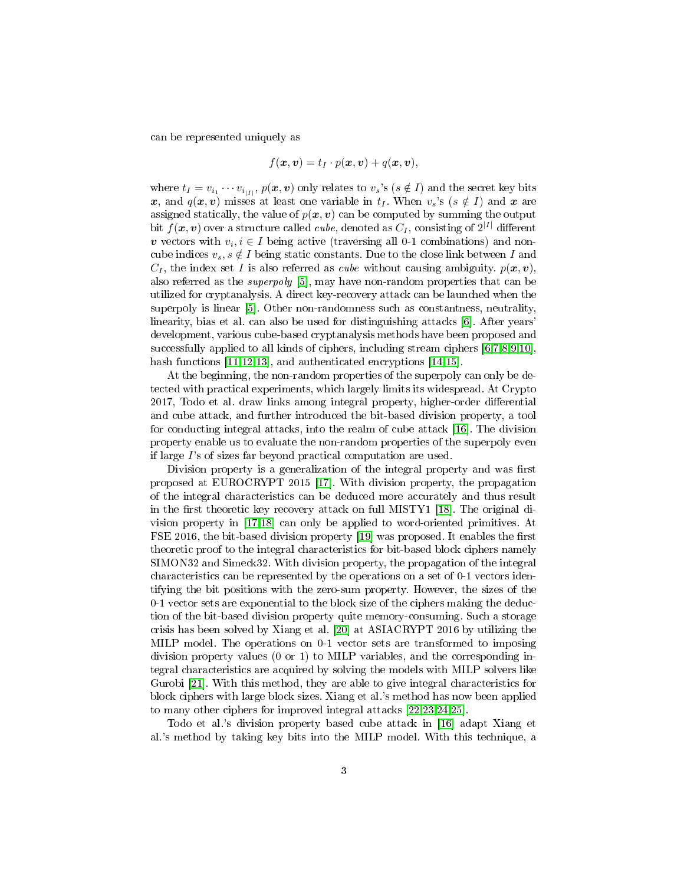can be represented uniquely as

$$f(\boldsymbol{x}, \boldsymbol{v}) = t_I \cdot p(\boldsymbol{x}, \boldsymbol{v}) + q(\boldsymbol{x}, \boldsymbol{v}),$$

where $t_I = v_{i_1} \cdots v_{i_{|I|}}$, $p(\boldsymbol{x}, \boldsymbol{v})$ only relates to $v_s$'s ($s \notin I$) and the secret key bits $\boldsymbol{x}$, and $q(\boldsymbol{x}, \boldsymbol{v})$ misses at least one variable in $t_I$. When $v_s$'s ($s \notin I$) and $\boldsymbol{x}$ are assigned statically, the value of $p(\boldsymbol{x}, \boldsymbol{v})$ can be computed by summing the output bit $f(\boldsymbol{x}, \boldsymbol{v})$ over a structure called *cube*, denoted as $C_I$, consisting of $2^{|I|}$ different $\boldsymbol{v}$ vectors with $v_i, i \in I$ being active (traversing all 0-1 combinations) and non-cube indices $v_s, s \notin I$ being static constants. Due to the close link between $I$ and $C_I$, the index set $I$ is also referred as *cube* without causing ambiguity. $p(\boldsymbol{x}, \boldsymbol{v})$, also referred as the *superpoly* [5], may have non-random properties that can be utilized for cryptanalysis. A direct key-recovery attack can be launched when the superpoly is linear [5]. Other non-randomness such as constantness, neutrality, linearity, bias et al. can also be used for distinguishing attacks [6]. After years' development, various cube-based cryptanalysis methods have been proposed and successfully applied to all kinds of ciphers, including stream ciphers [6,7,8,9,10], hash functions [11,12,13], and authenticated encryptions [14,15].

At the beginning, the non-random properties of the superpoly can only be detected with practical experiments, which largely limits its widespread. At Crypto 2017, Todo et al. draw links among integral property, higher-order differential and cube attack, and further introduced the bit-based division property, a tool for conducting integral attacks, into the realm of cube attack [16]. The division property enable us to evaluate the non-random properties of the superpoly even if large $I$'s of sizes far beyond practical computation are used.

Division property is a generalization of the integral property and was first proposed at EUROCRYPT 2015 [17]. With division property, the propagation of the integral characteristics can be deduced more accurately and thus result in the first theoretic key recovery attack on full MISTY1 [18]. The original division property in [17,18] can only be applied to word-oriented primitives. At FSE 2016, the bit-based division property [19] was proposed. It enables the first theoretic proof to the integral characteristics for bit-based block ciphers namely SIMON32 and Simeck32. With division property, the propagation of the integral characteristics can be represented by the operations on a set of 0-1 vectors identifying the bit positions with the zero-sum property. However, the sizes of the 0-1 vector sets are exponential to the block size of the ciphers making the deduction of the bit-based division property quite memory-consuming. Such a storage crisis has been solved by Xiang et al. [20] at ASIACRYPT 2016 by utilizing the MILP model. The operations on 0-1 vector sets are transformed to imposing division property values (0 or 1) to MILP variables, and the corresponding integral characteristics are acquired by solving the models with MILP solvers like Gurobi [21]. With this method, they are able to give integral characteristics for block ciphers with large block sizes. Xiang et al.'s method has now been applied to many other ciphers for improved integral attacks [22,23,24,25].

Todo et al.'s division property based cube attack in [16] adapt Xiang et al.'s method by taking key bits into the MILP model. With this technique, a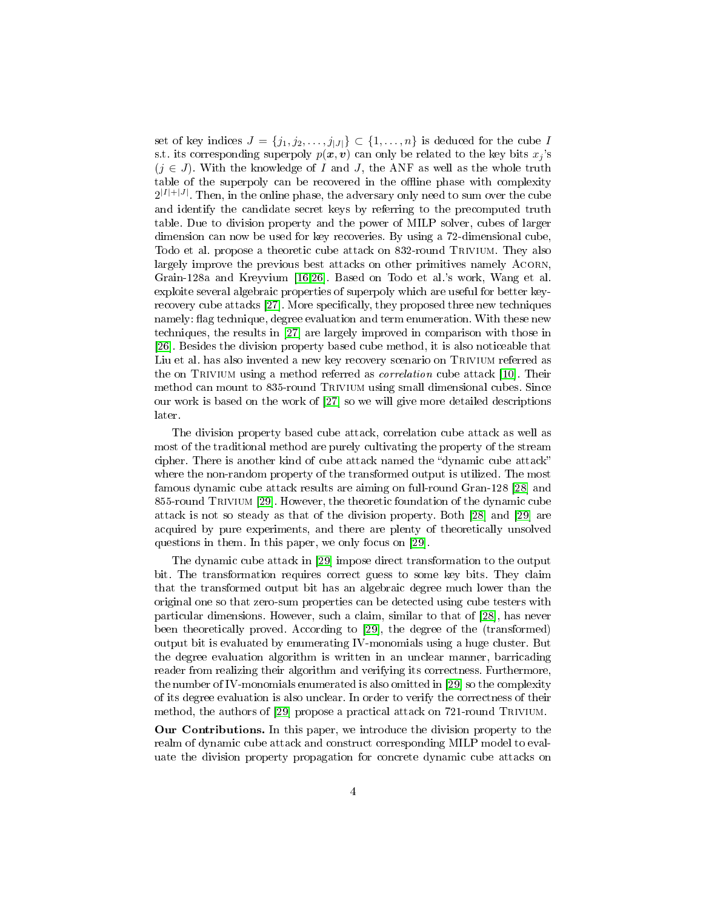set of key indices $J = \{j_1, j_2, \ldots, j_{|J|}\} \subset \{1, \ldots, n\}$ is deduced for the cube $I$ s.t. its corresponding superpoly $p(\boldsymbol{x}, \boldsymbol{v})$ can only be related to the key bits $x_j$'s ($j \in J$). With the knowledge of $I$ and $J$, the ANF as well as the whole truth table of the superpoly can be recovered in the offline phase with complexity $2^{|I|+|J|}$. Then, in the online phase, the adversary only need to sum over the cube and identify the candidate secret keys by referring to the precomputed truth table. Due to division property and the power of MILP solver, cubes of larger dimension can now be used for key recoveries. By using a 72-dimensional cube, Todo et al. propose a theoretic cube attack on 832-round Trivium. They also largely improve the previous best attacks on other primitives namely Acorn, Grain-128a and Kreyvium [16,26]. Based on Todo et al.'s work, Wang et al. exploite several algebraic properties of superpoly which are useful for better key-recovery cube attacks [27]. More specifically, they proposed three new techniques namely: flag technique, degree evaluation and term enumeration. With these new techniques, the results in [27] are largely improved in comparison with those in [26]. Besides the division property based cube method, it is also noticeable that Liu et al. has also invented a new key recovery scenario on Trivium referred as the on Trivium using a method referred as *correlation* cube attack [10]. Their method can mount to 835-round Trivium using small dimensional cubes. Since our work is based on the work of [27] so we will give more detailed descriptions later.

The division property based cube attack, correlation cube attack as well as most of the traditional method are purely cultivating the property of the stream cipher. There is another kind of cube attack named the "dynamic cube attack" where the non-random property of the transformed output is utilized. The most famous dynamic cube attack results are aiming on full-round Gran-128 [28] and 855-round Trivium [29]. However, the theoretic foundation of the dynamic cube attack is not so steady as that of the division property. Both [28] and [29] are acquired by pure experiments, and there are plenty of theoretically unsolved questions in them. In this paper, we only focus on [29].

The dynamic cube attack in [29] impose direct transformation to the output bit. The transformation requires correct guess to some key bits. They claim that the transformed output bit has an algebraic degree much lower than the original one so that zero-sum properties can be detected using cube testers with particular dimensions. However, such a claim, similar to that of [28], has never been theoretically proved. According to [29], the degree of the (transformed) output bit is evaluated by enumerating IV-monomials using a huge cluster. But the degree evaluation algorithm is written in an unclear manner, barricading reader from realizing their algorithm and verifying its correctness. Furthermore, the number of IV-monomials enumerated is also omitted in [29] so the complexity of its degree evaluation is also unclear. In order to verify the correctness of their method, the authors of [29] propose a practical attack on 721-round Trivium.

**Our Contributions.** In this paper, we introduce the division property to the realm of dynamic cube attack and construct corresponding MILP model to evaluate the division property propagation for concrete dynamic cube attacks on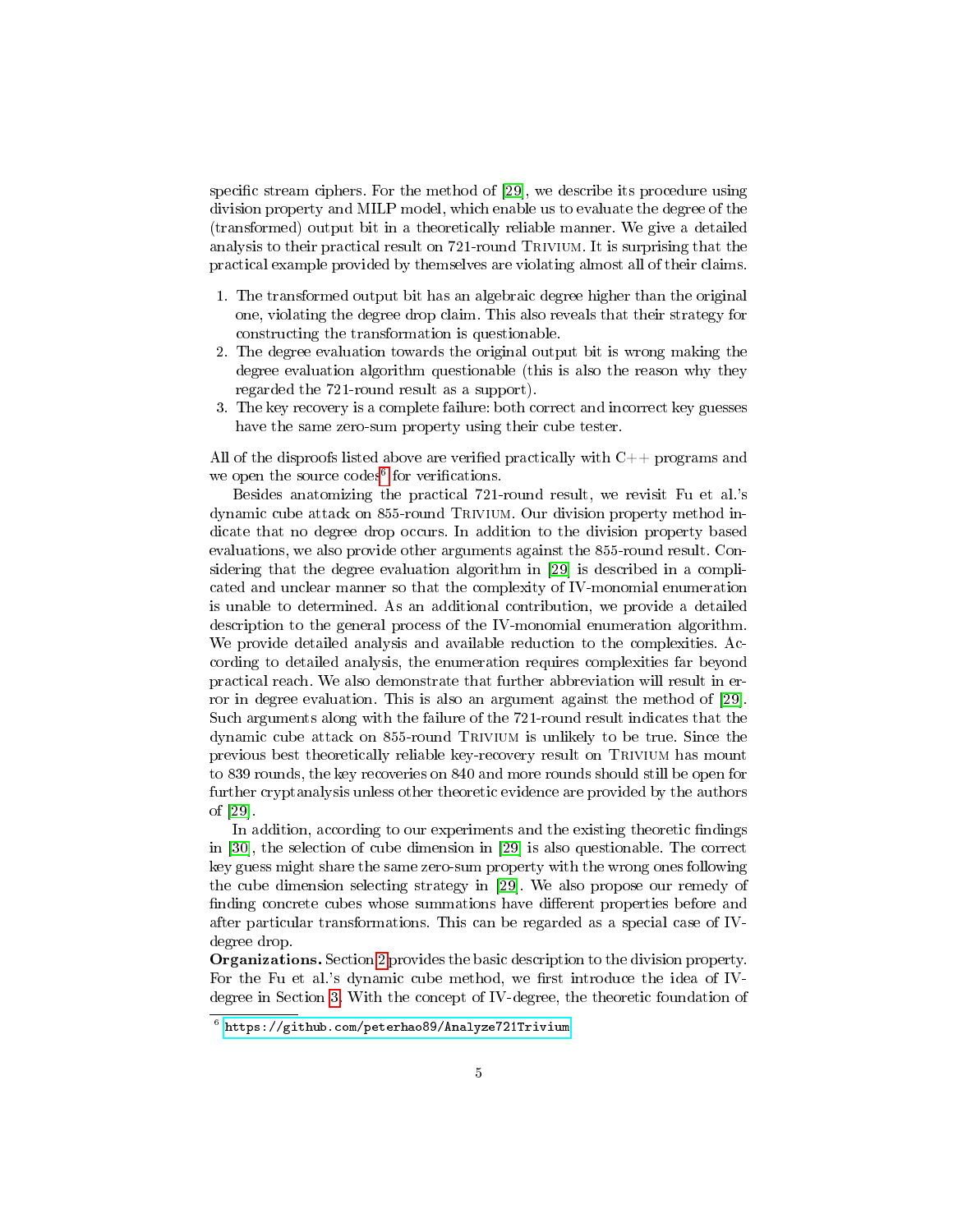specific stream ciphers. For the method of [29], we describe its procedure using division property and MILP model, which enable us to evaluate the degree of the (transformed) output bit in a theoretically reliable manner. We give a detailed analysis to their practical result on 721-round Trivium. It is surprising that the practical example provided by themselves are violating almost all of their claims.

1. The transformed output bit has an algebraic degree higher than the original one, violating the degree drop claim. This also reveals that their strategy for constructing the transformation is questionable.
2. The degree evaluation towards the original output bit is wrong making the degree evaluation algorithm questionable (this is also the reason why they regarded the 721-round result as a support).
3. The key recovery is a complete failure: both correct and incorrect key guesses have the same zero-sum property using their cube tester.

All of the disproofs listed above are verified practically with C++ programs and we open the source codes[6] for verifications.

Besides anatomizing the practical 721-round result, we revisit Fu et al.'s dynamic cube attack on 855-round Trivium. Our division property method indicate that no degree drop occurs. In addition to the division property based evaluations, we also provide other arguments against the 855-round result. Considering that the degree evaluation algorithm in [29] is described in a complicated and unclear manner so that the complexity of IV-monomial enumeration is unable to determined. As an additional contribution, we provide a detailed description to the general process of the IV-monomial enumeration algorithm. We provide detailed analysis and available reduction to the complexities. According to detailed analysis, the enumeration requires complexities far beyond practical reach. We also demonstrate that further abbreviation will result in error in degree evaluation. This is also an argument against the method of [29]. Such arguments along with the failure of the 721-round result indicates that the dynamic cube attack on 855-round Trivium is unlikely to be true. Since the previous best theoretically reliable key-recovery result on Trivium has mount to 839 rounds, the key recoveries on 840 and more rounds should still be open for further cryptanalysis unless other theoretic evidence are provided by the authors of [29].

In addition, according to our experiments and the existing theoretic findings in [30], the selection of cube dimension in [29] is also questionable. The correct key guess might share the same zero-sum property with the wrong ones following the cube dimension selecting strategy in [29]. We also propose our remedy of finding concrete cubes whose summations have different properties before and after particular transformations. This can be regarded as a special case of IV-degree drop.

**Organizations.** Section 2 provides the basic description to the division property. For the Fu et al.'s dynamic cube method, we first introduce the idea of IV-degree in Section 3. With the concept of IV-degree, the theoretic foundation of

[6] https://github.com/peterhao89/Analyze721Trivium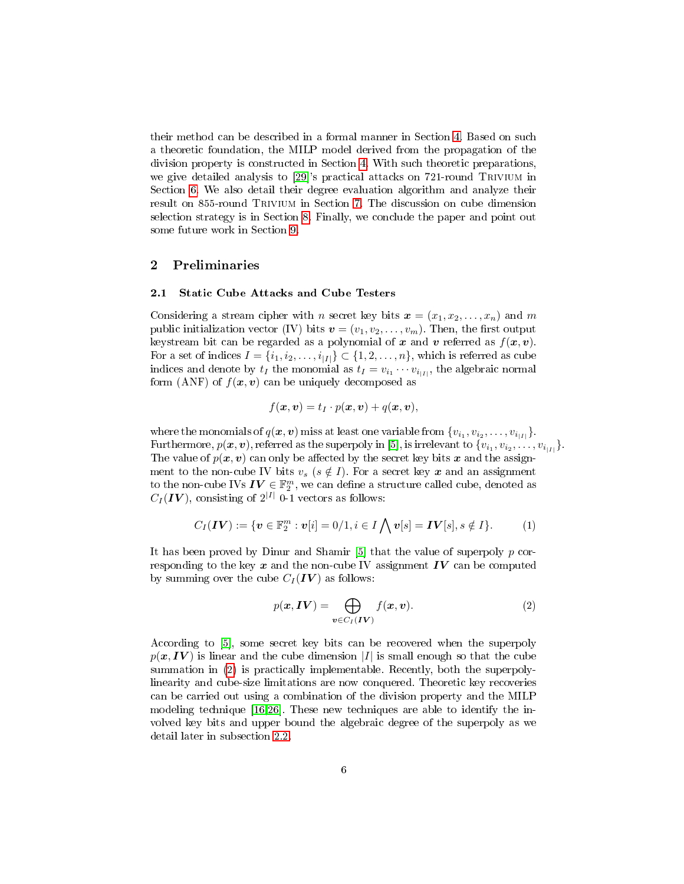their method can be described in a formal manner in Section 4. Based on such a theoretic foundation, the MILP model derived from the propagation of the division property is constructed in Section 4. With such theoretic preparations, we give detailed analysis to [29]'s practical attacks on 721-round Trivium in Section 6. We also detail their degree evaluation algorithm and analyze their result on 855-round Trivium in Section 7. The discussion on cube dimension selection strategy is in Section 8. Finally, we conclude the paper and point out some future work in Section 9.

## 2 Preliminaries

### 2.1 Static Cube Attacks and Cube Testers

Considering a stream cipher with $n$ secret key bits $\boldsymbol{x} = (x_1, x_2, \ldots, x_n)$ and $m$ public initialization vector (IV) bits $\boldsymbol{v} = (v_1, v_2, \ldots, v_m)$. Then, the first output keystream bit can be regarded as a polynomial of $\boldsymbol{x}$ and $\boldsymbol{v}$ referred as $f(\boldsymbol{x}, \boldsymbol{v})$. For a set of indices $I = \{i_1, i_2, \ldots, i_{|I|}\} \subset \{1, 2, \ldots, n\}$, which is referred as cube indices and denote by $t_I$ the monomial as $t_I = v_{i_1} \cdots v_{i_{|I|}}$, the algebraic normal form (ANF) of $f(\boldsymbol{x}, \boldsymbol{v})$ can be uniquely decomposed as

$$f(\boldsymbol{x}, \boldsymbol{v}) = t_I \cdot p(\boldsymbol{x}, \boldsymbol{v}) + q(\boldsymbol{x}, \boldsymbol{v}),$$

where the monomials of $q(\boldsymbol{x}, \boldsymbol{v})$ miss at least one variable from $\{v_{i_1}, v_{i_2}, \ldots, v_{i_{|I|}}\}$. Furthermore, $p(\boldsymbol{x}, \boldsymbol{v})$, referred as the superpoly in [5], is irrelevant to $\{v_{i_1}, v_{i_2}, \ldots, v_{i_{|I|}}\}$. The value of $p(\boldsymbol{x}, \boldsymbol{v})$ can only be affected by the secret key bits $\boldsymbol{x}$ and the assignment to the non-cube IV bits $v_s$ ($s \notin I$). For a secret key $\boldsymbol{x}$ and an assignment to the non-cube IVs $\boldsymbol{IV} \in \mathbb{F}_2^m$, we can define a structure called cube, denoted as $C_I(\boldsymbol{IV})$, consisting of $2^{|I|}$ 0-1 vectors as follows:

$$C_I(\boldsymbol{IV}) := \{\boldsymbol{v} \in \mathbb{F}_2^m : \boldsymbol{v}[i] = 0/1, i \in I \bigwedge \boldsymbol{v}[s] = \boldsymbol{IV}[s], s \notin I\}. \tag{1}$$

It has been proved by Dinur and Shamir [5] that the value of superpoly $p$ corresponding to the key $\boldsymbol{x}$ and the non-cube IV assignment $\boldsymbol{IV}$ can be computed by summing over the cube $C_I(\boldsymbol{IV})$ as follows:

$$p(\boldsymbol{x}, \boldsymbol{IV}) = \bigoplus_{\boldsymbol{v} \in C_I(\boldsymbol{IV})} f(\boldsymbol{x}, \boldsymbol{v}). \tag{2}$$

According to [5], some secret key bits can be recovered when the superpoly $p(\boldsymbol{x}, \boldsymbol{IV})$ is linear and the cube dimension $|I|$ is small enough so that the cube summation in (2) is practically implementable. Recently, both the superpoly-linearity and cube-size limitations are now conquered. Theoretic key recoveries can be carried out using a combination of the division property and the MILP modeling technique [16,26]. These new techniques are able to identify the involved key bits and upper bound the algebraic degree of the superpoly as we detail later in subsection 2.2.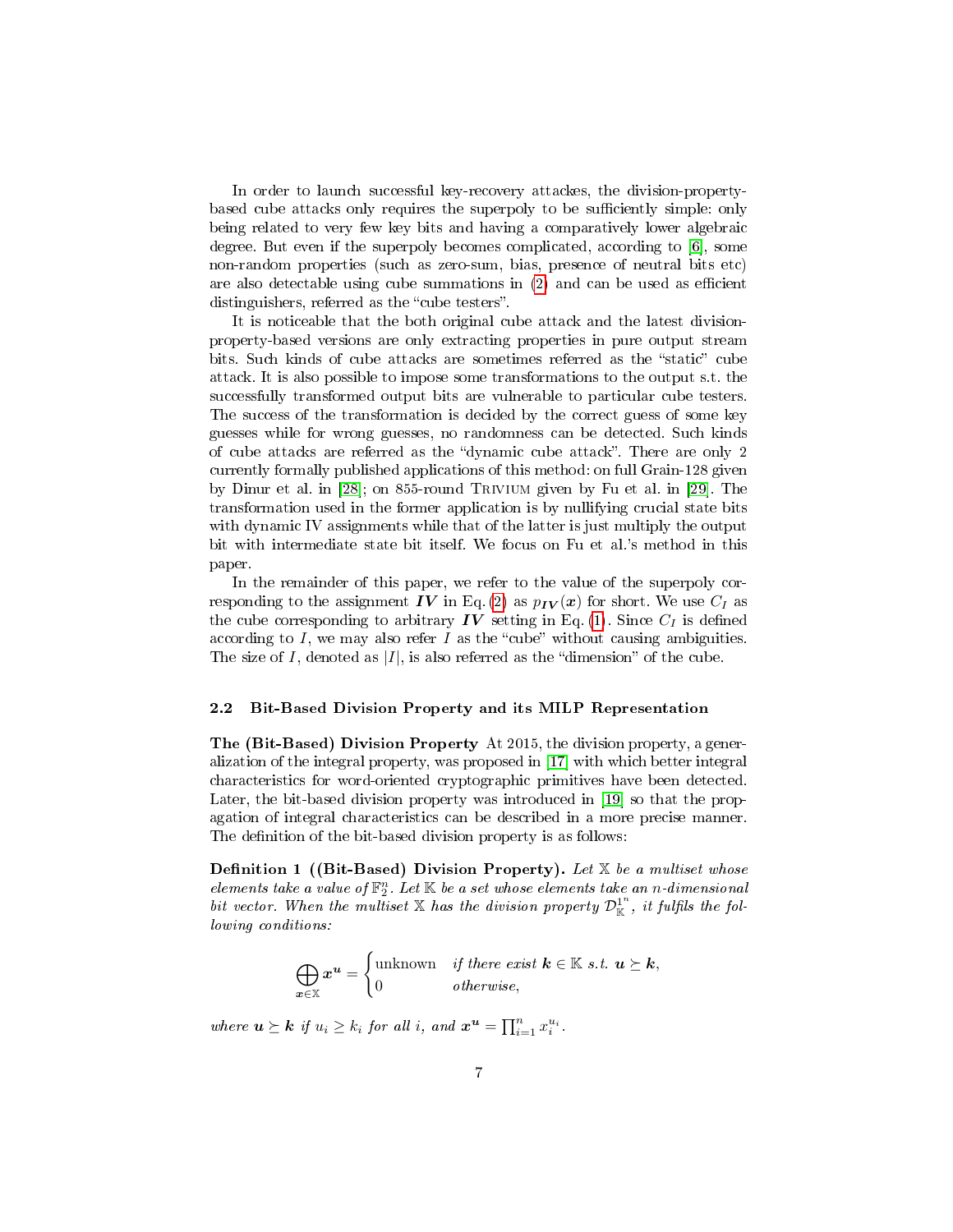In order to launch successful key-recovery attackes, the division-property-based cube attacks only requires the superpoly to be sufficiently simple: only being related to very few key bits and having a comparatively lower algebraic degree. But even if the superpoly becomes complicated, according to [6], some non-random properties (such as zero-sum, bias, presence of neutral bits etc) are also detectable using cube summations in (2) and can be used as efficient distinguishers, referred as the "cube testers".

It is noticeable that the both original cube attack and the latest division-property-based versions are only extracting properties in pure output stream bits. Such kinds of cube attacks are sometimes referred as the "static" cube attack. It is also possible to impose some transformations to the output s.t. the successfully transformed output bits are vulnerable to particular cube testers. The success of the transformation is decided by the correct guess of some key guesses while for wrong guesses, no randomness can be detected. Such kinds of cube attacks are referred as the "dynamic cube attack". There are only 2 currently formally published applications of this method: on full Grain-128 given by Dinur et al. in [28]; on 855-round Trivium given by Fu et al. in [29]. The transformation used in the former application is by nullifying crucial state bits with dynamic IV assignments while that of the latter is just multiply the output bit with intermediate state bit itself. We focus on Fu et al.'s method in this paper.

In the remainder of this paper, we refer to the value of the superpoly corresponding to the assignment $\boldsymbol{IV}$ in Eq. (2) as $p_{\boldsymbol{IV}}(\boldsymbol{x})$ for short. We use $C_I$ as the cube corresponding to arbitrary $\boldsymbol{IV}$ setting in Eq. (1). Since $C_I$ is defined according to $I$, we may also refer $I$ as the "cube" without causing ambiguities. The size of $I$, denoted as $|I|$, is also referred as the "dimension" of the cube.

### 2.2 Bit-Based Division Property and its MILP Representation

**The (Bit-Based) Division Property** At 2015, the division property, a generalization of the integral property, was proposed in [17] with which better integral characteristics for word-oriented cryptographic primitives have been detected. Later, the bit-based division property was introduced in [19] so that the propagation of integral characteristics can be described in a more precise manner. The definition of the bit-based division property is as follows:

**Definition 1 ((Bit-Based) Division Property).** *Let $\mathbb{X}$ be a multiset whose elements take a value of $\mathbb{F}_2^n$. Let $\mathbb{K}$ be a set whose elements take an $n$-dimensional bit vector. When the multiset $\mathbb{X}$ has the division property $\mathcal{D}_{\mathbb{K}}^{1^n}$, it fulfils the following conditions:*

$$\bigoplus_{\boldsymbol{x}\in\mathbb{X}} \boldsymbol{x}^{\boldsymbol{u}} = \begin{cases} \text{unknown} & \text{if there exist } \boldsymbol{k}\in\mathbb{K} \text{ s.t. } \boldsymbol{u}\succeq\boldsymbol{k}, \\ 0 & \text{otherwise,} \end{cases}$$

*where $\boldsymbol{u}\succeq\boldsymbol{k}$ if $u_i \geq k_i$ for all $i$, and $\boldsymbol{x}^{\boldsymbol{u}} = \prod_{i=1}^{n} x_i^{u_i}$.*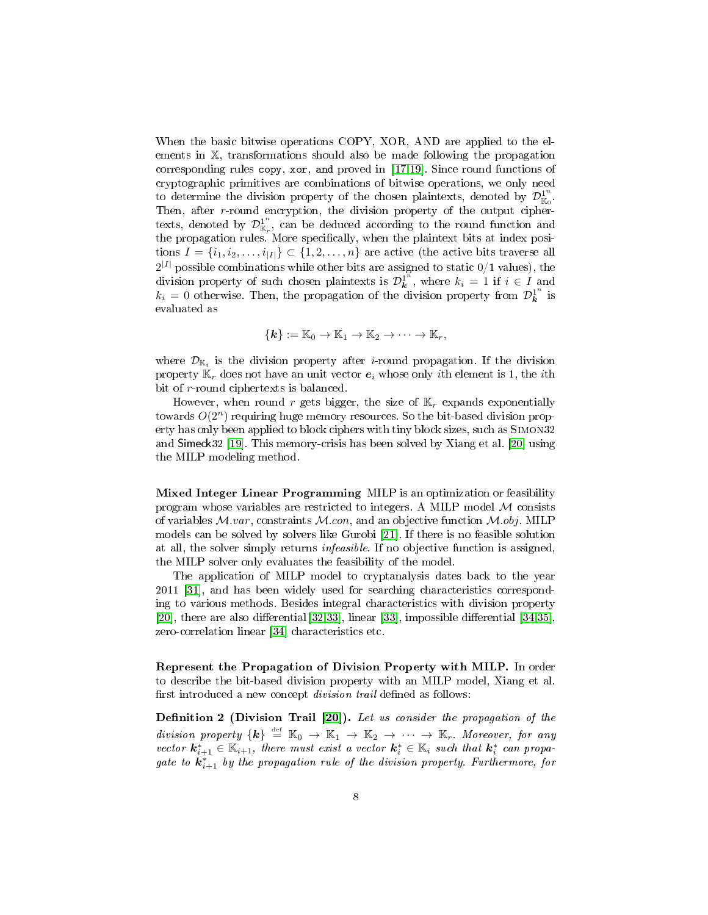When the basic bitwise operations COPY, XOR, AND are applied to the elements in $\mathbb{X}$, transformations should also be made following the propagation corresponding rules copy, xor, and proved in [17,19]. Since round functions of cryptographic primitives are combinations of bitwise operations, we only need to determine the division property of the chosen plaintexts, denoted by $\mathcal{D}^{1^n}_{\mathbb{K}_0}$. Then, after $r$-round encryption, the division property of the output ciphertexts, denoted by $\mathcal{D}^{1^n}_{\mathbb{K}_r}$, can be deduced according to the round function and the propagation rules. More specifically, when the plaintext bits at index positions $I = \{i_1, i_2, \ldots, i_{|I|}\} \subset \{1, 2, \ldots, n\}$ are active (the active bits traverse all $2^{|I|}$ possible combinations while other bits are assigned to static 0/1 values), the division property of such chosen plaintexts is $\mathcal{D}^{1^n}_{\boldsymbol{k}}$, where $k_i = 1$ if $i \in I$ and $k_i = 0$ otherwise. Then, the propagation of the division property from $\mathcal{D}^{1^n}_{\boldsymbol{k}}$ is evaluated as

$$\{\boldsymbol{k}\} := \mathbb{K}_0 \rightarrow \mathbb{K}_1 \rightarrow \mathbb{K}_2 \rightarrow \cdots \rightarrow \mathbb{K}_r,$$

where $\mathcal{D}_{\mathbb{K}_i}$ is the division property after $i$-round propagation. If the division property $\mathbb{K}_r$ does not have an unit vector $\boldsymbol{e}_i$ whose only $i$th element is 1, the $i$th bit of $r$-round ciphertexts is balanced.

However, when round $r$ gets bigger, the size of $\mathbb{K}_r$ expands exponentially towards $O(2^n)$ requiring huge memory resources. So the bit-based division property has only been applied to block ciphers with tiny block sizes, such as Simon32 and Simeck32 [19]. This memory-crisis has been solved by Xiang et al. [20] using the MILP modeling method.

**Mixed Integer Linear Programming** MILP is an optimization or feasibility program whose variables are restricted to integers. A MILP model $\mathcal{M}$ consists of variables $\mathcal{M}.var$, constraints $\mathcal{M}.con$, and an objective function $\mathcal{M}.obj$. MILP models can be solved by solvers like Gurobi [21]. If there is no feasible solution at all, the solver simply returns *infeasible*. If no objective function is assigned, the MILP solver only evaluates the feasibility of the model.

The application of MILP model to cryptanalysis dates back to the year 2011 [31], and has been widely used for searching characteristics corresponding to various methods. Besides integral characteristics with division property [20], there are also differential [32,33], linear [33], impossible differential [34,35], zero-correlation linear [34] characteristics etc.

**Represent the Propagation of Division Property with MILP.** In order to describe the bit-based division property with an MILP model, Xiang et al. first introduced a new concept *division trail* defined as follows:

**Definition 2 (Division Trail [20]).** *Let us consider the propagation of the division property $\{\boldsymbol{k}\} \stackrel{\text{def}}{=} \mathbb{K}_0 \rightarrow \mathbb{K}_1 \rightarrow \mathbb{K}_2 \rightarrow \cdots \rightarrow \mathbb{K}_r$. Moreover, for any vector $\boldsymbol{k}^*_{i+1} \in \mathbb{K}_{i+1}$, there must exist a vector $\boldsymbol{k}^*_i \in \mathbb{K}_i$ such that $\boldsymbol{k}^*_i$ can propagate to $\boldsymbol{k}^*_{i+1}$ by the propagation rule of the division property. Furthermore, for*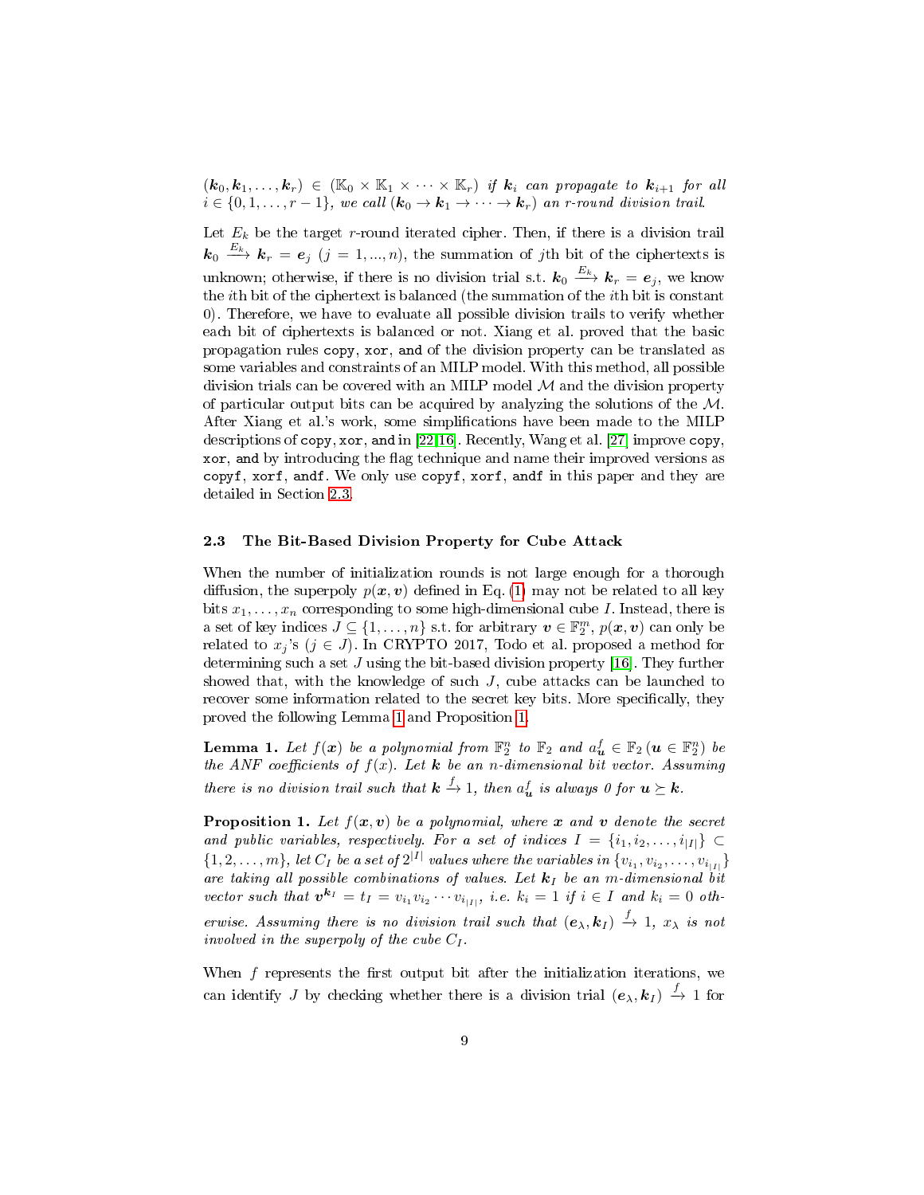$(\boldsymbol{k}_0, \boldsymbol{k}_1, \ldots, \boldsymbol{k}_r) \in (\mathbb{K}_0 \times \mathbb{K}_1 \times \cdots \times \mathbb{K}_r)$ *if* $\boldsymbol{k}_i$ *can propagate to* $\boldsymbol{k}_{i+1}$ *for all* $i \in \{0, 1, \ldots, r-1\}$*, we call* $(\boldsymbol{k}_0 \to \boldsymbol{k}_1 \to \cdots \to \boldsymbol{k}_r)$ *an r-round division trail.*

Let $E_k$ be the target $r$-round iterated cipher. Then, if there is a division trail $\boldsymbol{k}_0 \xrightarrow{E_k} \boldsymbol{k}_r = \boldsymbol{e}_j$ $(j = 1, ..., n)$, the summation of $j$th bit of the ciphertexts is unknown; otherwise, if there is no division trial s.t. $\boldsymbol{k}_0 \xrightarrow{E_k} \boldsymbol{k}_r = \boldsymbol{e}_j$, we know the $i$th bit of the ciphertext is balanced (the summation of the $i$th bit is constant 0). Therefore, we have to evaluate all possible division trails to verify whether each bit of ciphertexts is balanced or not. Xiang et al. proved that the basic propagation rules `copy`, `xor`, `and` of the division property can be translated as some variables and constraints of an MILP model. With this method, all possible division trials can be covered with an MILP model $\mathcal{M}$ and the division property of particular output bits can be acquired by analyzing the solutions of the $\mathcal{M}$. After Xiang et al.'s work, some simplifications have been made to the MILP descriptions of `copy`, `xor`, `and` in [22,16]. Recently, Wang et al. [27] improve `copy`, `xor`, `and` by introducing the flag technique and name their improved versions as `copyf`, `xorf`, `andf`. We only use `copyf`, `xorf`, `andf` in this paper and they are detailed in Section 2.3.

### 2.3 The Bit-Based Division Property for Cube Attack

When the number of initialization rounds is not large enough for a thorough diffusion, the superpoly $p(\boldsymbol{x}, \boldsymbol{v})$ defined in Eq. (1) may not be related to all key bits $x_1, \ldots, x_n$ corresponding to some high-dimensional cube $I$. Instead, there is a set of key indices $J \subseteq \{1, \ldots, n\}$ s.t. for arbitrary $\boldsymbol{v} \in \mathbb{F}_2^m$, $p(\boldsymbol{x}, \boldsymbol{v})$ can only be related to $x_j$'s $(j \in J)$. In CRYPTO 2017, Todo et al. proposed a method for determining such a set $J$ using the bit-based division property [16]. They further showed that, with the knowledge of such $J$, cube attacks can be launched to recover some information related to the secret key bits. More specifically, they proved the following Lemma 1 and Proposition 1.

**Lemma 1.** *Let* $f(\boldsymbol{x})$ *be a polynomial from* $\mathbb{F}_2^n$ *to* $\mathbb{F}_2$ *and* $a_{\boldsymbol{u}}^f \in \mathbb{F}_2$ $(\boldsymbol{u} \in \mathbb{F}_2^n)$ *be the ANF coefficients of* $f(x)$*. Let* $\boldsymbol{k}$ *be an n-dimensional bit vector. Assuming there is no division trail such that* $\boldsymbol{k} \xrightarrow{f} 1$*, then* $a_{\boldsymbol{u}}^f$ *is always 0 for* $\boldsymbol{u} \succeq \boldsymbol{k}$*.*

**Proposition 1.** *Let* $f(\boldsymbol{x}, \boldsymbol{v})$ *be a polynomial, where* $\boldsymbol{x}$ *and* $\boldsymbol{v}$ *denote the secret and public variables, respectively. For a set of indices* $I = \{i_1, i_2, \ldots, i_{|I|}\} \subset \{1, 2, \ldots, m\}$*, let* $C_I$ *be a set of* $2^{|I|}$ *values where the variables in* $\{v_{i_1}, v_{i_2}, \ldots, v_{i_{|I|}}\}$ *are taking all possible combinations of values. Let* $\boldsymbol{k}_I$ *be an m-dimensional bit vector such that* $\boldsymbol{v}^{\boldsymbol{k}_I} = t_I = v_{i_1} v_{i_2} \cdots v_{i_{|I|}}$*, i.e.* $k_i = 1$ *if* $i \in I$ *and* $k_i = 0$ *otherwise. Assuming there is no division trail such that* $(\boldsymbol{e}_\lambda, \boldsymbol{k}_I) \xrightarrow{f} 1$*,* $x_\lambda$ *is not involved in the superpoly of the cube* $C_I$*.*

When $f$ represents the first output bit after the initialization iterations, we can identify $J$ by checking whether there is a division trial $(\boldsymbol{e}_\lambda, \boldsymbol{k}_I) \xrightarrow{f} 1$ for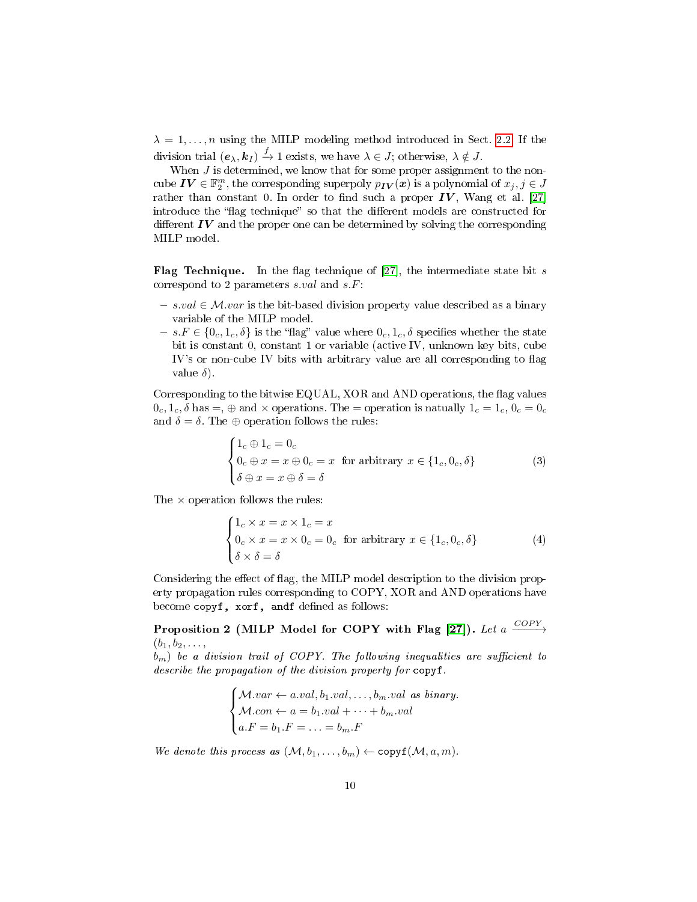$\lambda = 1, \ldots, n$ using the MILP modeling method introduced in Sect. 2.2. If the division trial $(\boldsymbol{e}_\lambda, \boldsymbol{k}_I) \xrightarrow{f} 1$ exists, we have $\lambda \in J$; otherwise, $\lambda \notin J$.

When $J$ is determined, we know that for some proper assignment to the non-cube $\boldsymbol{IV} \in \mathbb{F}_2^m$, the corresponding superpoly $p_{\boldsymbol{IV}}(\boldsymbol{x})$ is a polynomial of $x_j, j \in J$ rather than constant 0. In order to find such a proper $\boldsymbol{IV}$, Wang et al. [27] introduce the "flag technique" so that the different models are constructed for different $\boldsymbol{IV}$ and the proper one can be determined by solving the corresponding MILP model.

**Flag Technique.** In the flag technique of [27], the intermediate state bit $s$ correspond to 2 parameters $s.val$ and $s.F$:

- $s.val \in \mathcal{M}.var$ is the bit-based division property value described as a binary variable of the MILP model.
- $s.F \in \{0_c, 1_c, \delta\}$ is the "flag" value where $0_c, 1_c, \delta$ specifies whether the state bit is constant 0, constant 1 or variable (active IV, unknown key bits, cube IV's or non-cube IV bits with arbitrary value are all corresponding to flag value $\delta$).

Corresponding to the bitwise EQUAL, XOR and AND operations, the flag values $0_c, 1_c, \delta$ has $=, \oplus$ and $\times$ operations. The $=$ operation is natually $1_c = 1_c$, $0_c = 0_c$ and $\delta = \delta$. The $\oplus$ operation follows the rules:

$$
\begin{cases}
1_c \oplus 1_c = 0_c \\
0_c \oplus x = x \oplus 0_c = x \quad \text{for arbitrary } x \in \{1_c, 0_c, \delta\} \\
\delta \oplus x = x \oplus \delta = \delta
\end{cases}
\tag{3}
$$

The $\times$ operation follows the rules:

$$
\begin{cases}
1_c \times x = x \times 1_c = x \\
0_c \times x = x \times 0_c = 0_c \quad \text{for arbitrary } x \in \{1_c, 0_c, \delta\} \\
\delta \times \delta = \delta
\end{cases}
\tag{4}
$$

Considering the effect of flag, the MILP model description to the division property propagation rules corresponding to COPY, XOR and AND operations have become `copyf, xorf, andf` defined as follows:

**Proposition 2 (MILP Model for COPY with Flag [27]).** *Let $a \xrightarrow{COPY} (b_1, b_2, \ldots, b_m)$ be a division trail of COPY. The following inequalities are sufficient to describe the propagation of the division property for* `copyf`.

$$
\begin{cases}
\mathcal{M}.var \leftarrow a.val, b_1.val, \ldots, b_m.val \text{ as binary.} \\
\mathcal{M}.con \leftarrow a = b_1.val + \cdots + b_m.val \\
a.F = b_1.F = \ldots = b_m.F
\end{cases}
$$

*We denote this process as* $(\mathcal{M}, b_1, \ldots, b_m) \leftarrow \texttt{copyf}(\mathcal{M}, a, m)$.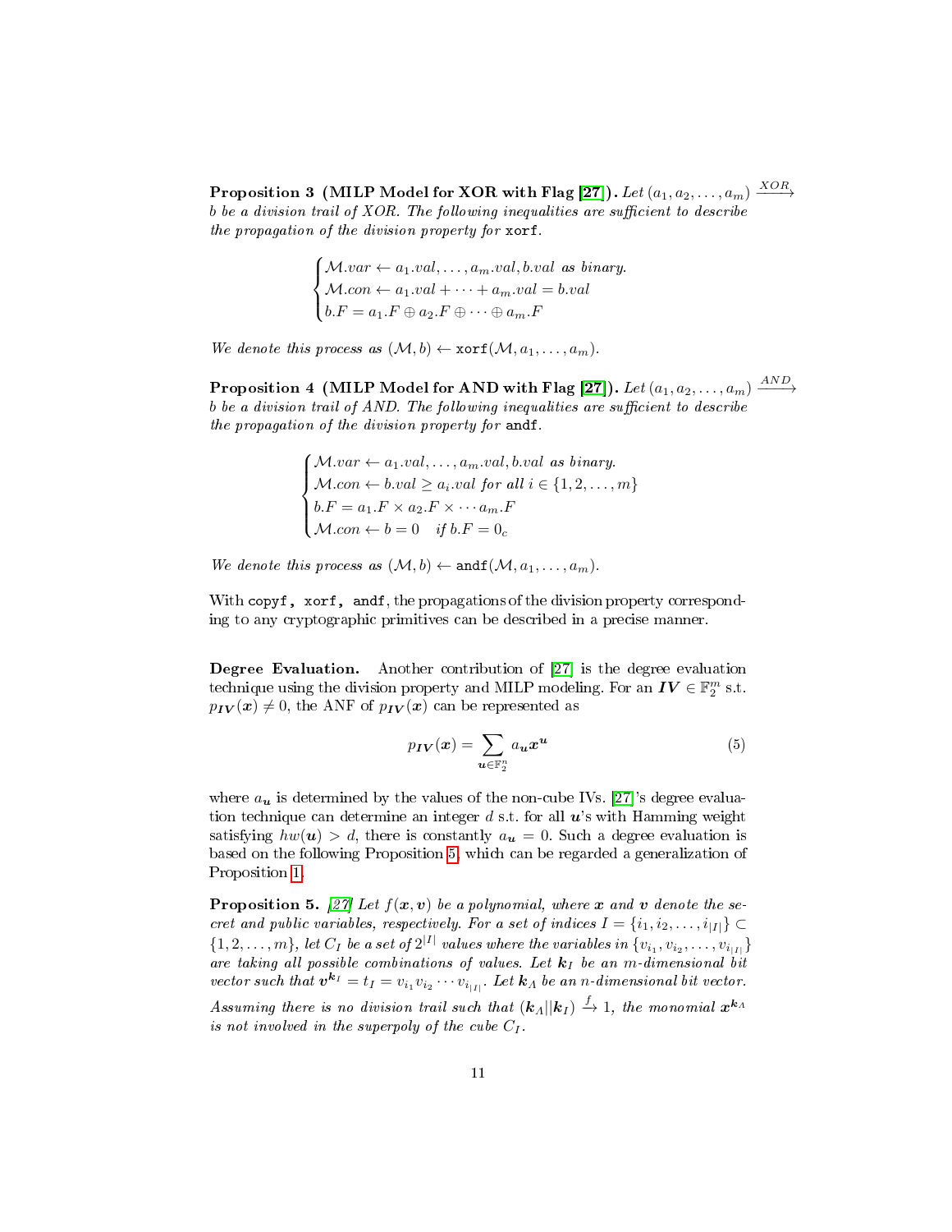**Proposition 3 (MILP Model for XOR with Flag [27]).** *Let $(a_1, a_2, \dots, a_m) \xrightarrow{XOR} b$ be a division trail of XOR. The following inequalities are sufficient to describe the propagation of the division property for* `xorf`.

$$
\begin{cases}
\mathcal{M}.var \leftarrow a_1.val, \dots, a_m.val, b.val \text{ as binary.} \\
\mathcal{M}.con \leftarrow a_1.val + \cdots + a_m.val = b.val \\
b.F = a_1.F \oplus a_2.F \oplus \cdots \oplus a_m.F
\end{cases}
$$

*We denote this process as* $(\mathcal{M}, b) \leftarrow \texttt{xorf}(\mathcal{M}, a_1, \dots, a_m)$.

**Proposition 4 (MILP Model for AND with Flag [27]).** *Let $(a_1, a_2, \dots, a_m) \xrightarrow{AND} b$ be a division trail of AND. The following inequalities are sufficient to describe the propagation of the division property for* `andf`.

$$
\begin{cases}
\mathcal{M}.var \leftarrow a_1.val, \dots, a_m.val, b.val \text{ as binary.} \\
\mathcal{M}.con \leftarrow b.val \geq a_i.val \text{ for all } i \in \{1, 2, \dots, m\} \\
b.F = a_1.F \times a_2.F \times \cdots a_m.F \\
\mathcal{M}.con \leftarrow b = 0 \quad \text{if } b.F = 0_c
\end{cases}
$$

*We denote this process as* $(\mathcal{M}, b) \leftarrow \texttt{andf}(\mathcal{M}, a_1, \dots, a_m)$.

With `copyf, xorf, andf`, the propagations of the division property corresponding to any cryptographic primitives can be described in a precise manner.

**Degree Evaluation.** Another contribution of [27] is the degree evaluation technique using the division property and MILP modeling. For an $\boldsymbol{IV} \in \mathbb{F}_2^m$ s.t. $p_{\boldsymbol{IV}}(\boldsymbol{x}) \neq 0$, the ANF of $p_{\boldsymbol{IV}}(\boldsymbol{x})$ can be represented as

$$
p_{\boldsymbol{IV}}(\boldsymbol{x}) = \sum_{\boldsymbol{u} \in \mathbb{F}_2^n} a_{\boldsymbol{u}} \boldsymbol{x}^{\boldsymbol{u}} \tag{5}
$$

where $a_{\boldsymbol{u}}$ is determined by the values of the non-cube IVs. [27]'s degree evaluation technique can determine an integer $d$ s.t. for all $\boldsymbol{u}$'s with Hamming weight satisfying $hw(\boldsymbol{u}) > d$, there is constantly $a_{\boldsymbol{u}} = 0$. Such a degree evaluation is based on the following Proposition 5, which can be regarded a generalization of Proposition 1.

**Proposition 5.** *[27] Let $f(\boldsymbol{x}, \boldsymbol{v})$ be a polynomial, where $\boldsymbol{x}$ and $\boldsymbol{v}$ denote the secret and public variables, respectively. For a set of indices $I = \{i_1, i_2, \dots, i_{|I|}\} \subset \{1, 2, \dots, m\}$, let $C_I$ be a set of $2^{|I|}$ values where the variables in $\{v_{i_1}, v_{i_2}, \dots, v_{i_{|I|}}\}$ are taking all possible combinations of values. Let $\boldsymbol{k}_I$ be an $m$-dimensional bit vector such that $\boldsymbol{v}^{\boldsymbol{k}_I} = t_I = v_{i_1} v_{i_2} \cdots v_{i_{|I|}}$. Let $\boldsymbol{k}_\Lambda$ be an $n$-dimensional bit vector. Assuming there is no division trail such that $(\boldsymbol{k}_\Lambda || \boldsymbol{k}_I) \xrightarrow{f} 1$, the monomial $\boldsymbol{x}^{\boldsymbol{k}_\Lambda}$ is not involved in the superpoly of the cube $C_I$.*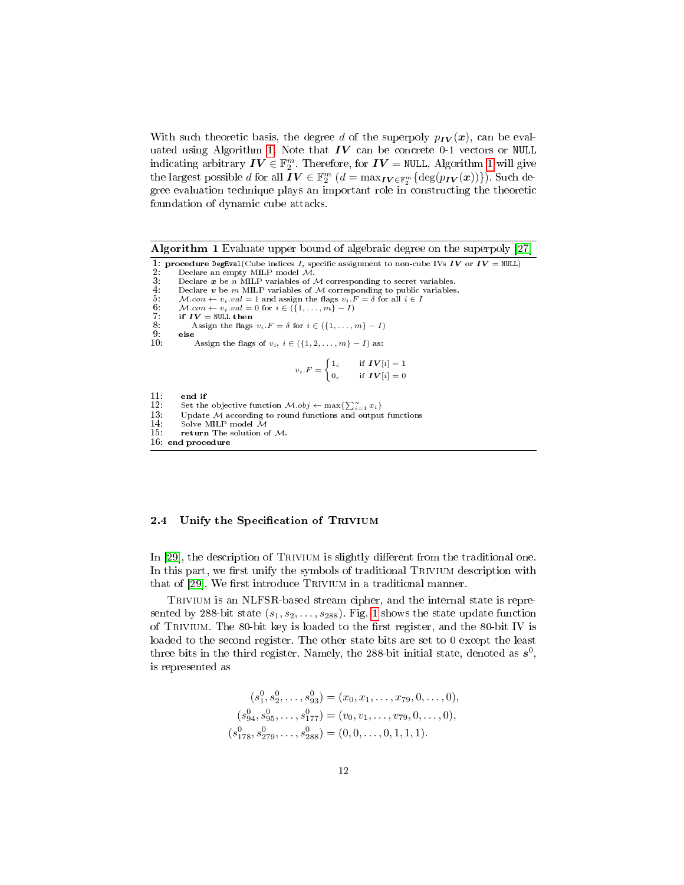With such theoretic basis, the degree $d$ of the superpoly $p_{\boldsymbol{IV}}(\boldsymbol{x})$, can be evaluated using Algorithm 1. Note that $\boldsymbol{IV}$ can be concrete 0-1 vectors or NULL indicating arbitrary $\boldsymbol{IV} \in \mathbb{F}_2^m$. Therefore, for $\boldsymbol{IV} = \texttt{NULL}$, Algorithm 1 will give the largest possible $d$ for all $\boldsymbol{IV} \in \mathbb{F}_2^m$ ($d = \max_{\boldsymbol{IV} \in \mathbb{F}_2^m}\{\deg(p_{\boldsymbol{IV}}(\boldsymbol{x}))\}$). Such degree evaluation technique plays an important role in constructing the theoretic foundation of dynamic cube attacks.

**Algorithm 1** Evaluate upper bound of algebraic degree on the superpoly [27]

```
1: procedure DegEval(Cube indices I, specific assignment to non-cube IVs IV or IV = NULL)
2:     Declare an empty MILP model M.
3:     Declare x be n MILP variables of M corresponding to secret variables.
4:     Declare v be m MILP variables of M corresponding to public variables.
5:     M.con ← v_i.val = 1 and assign the flags v_i.F = δ for all i ∈ I
6:     M.con ← v_i.val = 0 for i ∈ ({1, ..., m} − I)
7:     if IV = NULL then
8:         Assign the flags v_i.F = δ for i ∈ ({1, ..., m} − I)
9:     else
10:        Assign the flags of v_i, i ∈ ({1, 2, ..., m} − I) as:
               v_i.F = 1_c   if IV[i] = 1
                       0_c   if IV[i] = 0
11:    end if
12:    Set the objective function M.obj ← max{Σ_{i=1}^{n} x_i}
13:    Update M according to round functions and output functions
14:    Solve MILP model M
15:    return The solution of M.
16: end procedure
```

$$v_i.F = \begin{cases} 1_c & \text{if } \boldsymbol{IV}[i] = 1 \\ 0_c & \text{if } \boldsymbol{IV}[i] = 0 \end{cases}$$

### 2.4 Unify the Specification of Trivium

In [29], the description of Trivium is slightly different from the traditional one. In this part, we first unify the symbols of traditional Trivium description with that of [29]. We first introduce Trivium in a traditional manner.

Trivium is an NLFSR-based stream cipher, and the internal state is represented by 288-bit state $(s_1, s_2, \ldots, s_{288})$. Fig. 1 shows the state update function of Trivium. The 80-bit key is loaded to the first register, and the 80-bit IV is loaded to the second register. The other state bits are set to 0 except the least three bits in the third register. Namely, the 288-bit initial state, denoted as $\boldsymbol{s}^0$, is represented as

$$
\begin{aligned}
(s_1^0, s_2^0, \ldots, s_{93}^0) &= (x_0, x_1, \ldots, x_{79}, 0, \ldots, 0), \\
(s_{94}^0, s_{95}^0, \ldots, s_{177}^0) &= (v_0, v_1, \ldots, v_{79}, 0, \ldots, 0), \\
(s_{178}^0, s_{279}^0, \ldots, s_{288}^0) &= (0, 0, \ldots, 0, 1, 1, 1).
\end{aligned}
$$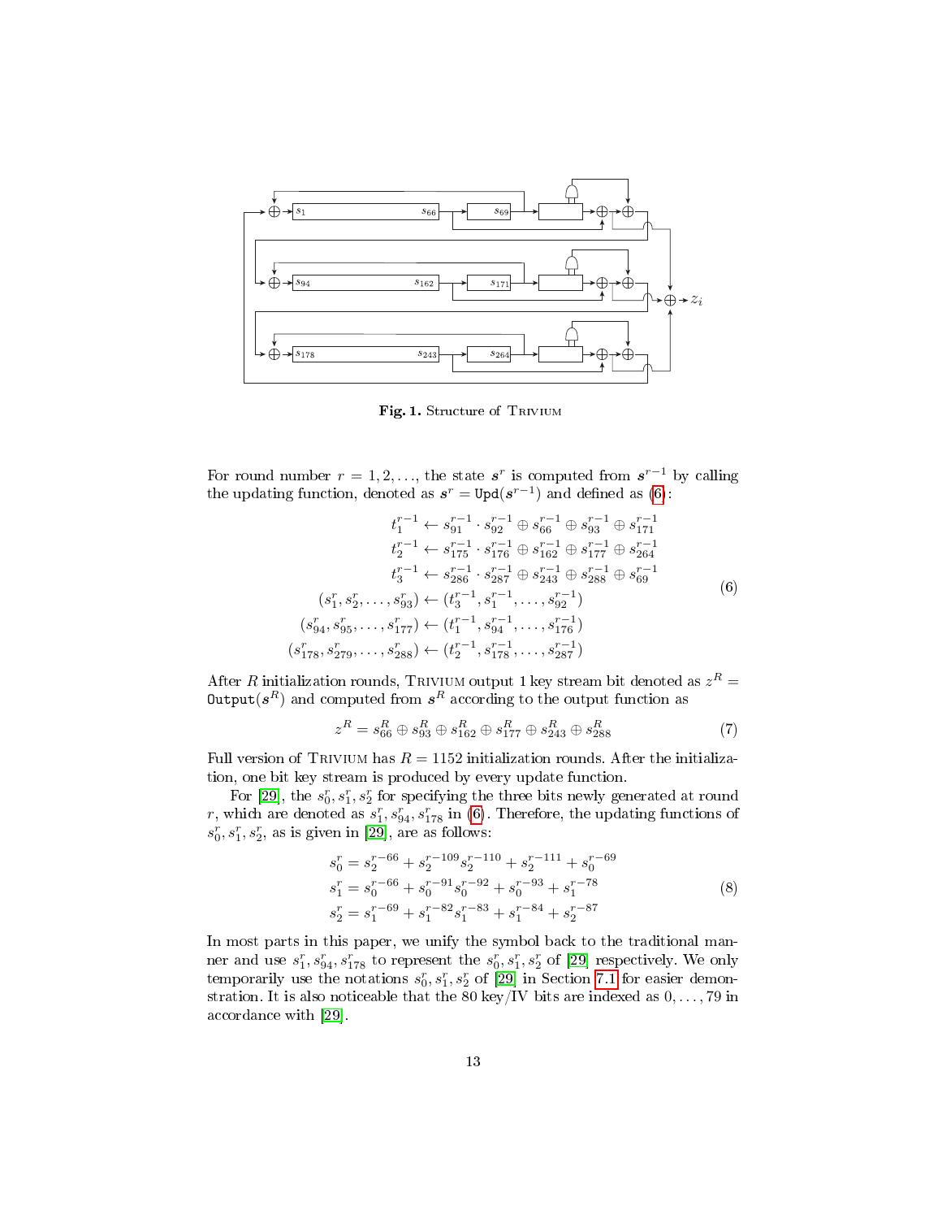**Fig. 1.** Structure of Trivium

For round number $r = 1, 2, \ldots$, the state $\boldsymbol{s}^r$ is computed from $\boldsymbol{s}^{r-1}$ by calling the updating function, denoted as $\boldsymbol{s}^r = \texttt{Upd}(\boldsymbol{s}^{r-1})$ and defined as (6):

$$
\begin{aligned}
t_1^{r-1} &\leftarrow s_{91}^{r-1} \cdot s_{92}^{r-1} \oplus s_{66}^{r-1} \oplus s_{93}^{r-1} \oplus s_{171}^{r-1} \\
t_2^{r-1} &\leftarrow s_{175}^{r-1} \cdot s_{176}^{r-1} \oplus s_{162}^{r-1} \oplus s_{177}^{r-1} \oplus s_{264}^{r-1} \\
t_3^{r-1} &\leftarrow s_{286}^{r-1} \cdot s_{287}^{r-1} \oplus s_{243}^{r-1} \oplus s_{288}^{r-1} \oplus s_{69}^{r-1} \\
(s_1^r, s_2^r, \ldots, s_{93}^r) &\leftarrow (t_3^{r-1}, s_1^{r-1}, \ldots, s_{92}^{r-1}) \\
(s_{94}^r, s_{95}^r, \ldots, s_{177}^r) &\leftarrow (t_1^{r-1}, s_{94}^{r-1}, \ldots, s_{176}^{r-1}) \\
(s_{178}^r, s_{279}^r, \ldots, s_{288}^r) &\leftarrow (t_2^{r-1}, s_{178}^{r-1}, \ldots, s_{287}^{r-1})
\end{aligned}
\tag{6}
$$

After $R$ initialization rounds, Trivium output 1 key stream bit denoted as $z^R = \texttt{Output}(\boldsymbol{s}^R)$ and computed from $\boldsymbol{s}^R$ according to the output function as

$$
z^R = s_{66}^R \oplus s_{93}^R \oplus s_{162}^R \oplus s_{177}^R \oplus s_{243}^R \oplus s_{288}^R \tag{7}
$$

Full version of Trivium has $R = 1152$ initialization rounds. After the initialization, one bit key stream is produced by every update function.

For [29], the $s_0^r, s_1^r, s_2^r$ for specifying the three bits newly generated at round $r$, which are denoted as $s_1^r, s_{94}^r, s_{178}^r$ in (6). Therefore, the updating functions of $s_0^r, s_1^r, s_2^r$, as is given in [29], are as follows:

$$
\begin{aligned}
s_0^r &= s_2^{r-66} + s_2^{r-109} s_2^{r-110} + s_2^{r-111} + s_0^{r-69} \\
s_1^r &= s_0^{r-66} + s_0^{r-91} s_0^{r-92} + s_0^{r-93} + s_1^{r-78} \\
s_2^r &= s_1^{r-69} + s_1^{r-82} s_1^{r-83} + s_1^{r-84} + s_2^{r-87}
\end{aligned}
\tag{8}
$$

In most parts in this paper, we unify the symbol back to the traditional manner and use $s_1^r, s_{94}^r, s_{178}^r$ to represent the $s_0^r, s_1^r, s_2^r$ of [29] respectively. We only temporarily use the notations $s_0^r, s_1^r, s_2^r$ of [29] in Section 7.1 for easier demonstration. It is also noticeable that the 80 key/IV bits are indexed as $0, \ldots, 79$ in accordance with [29].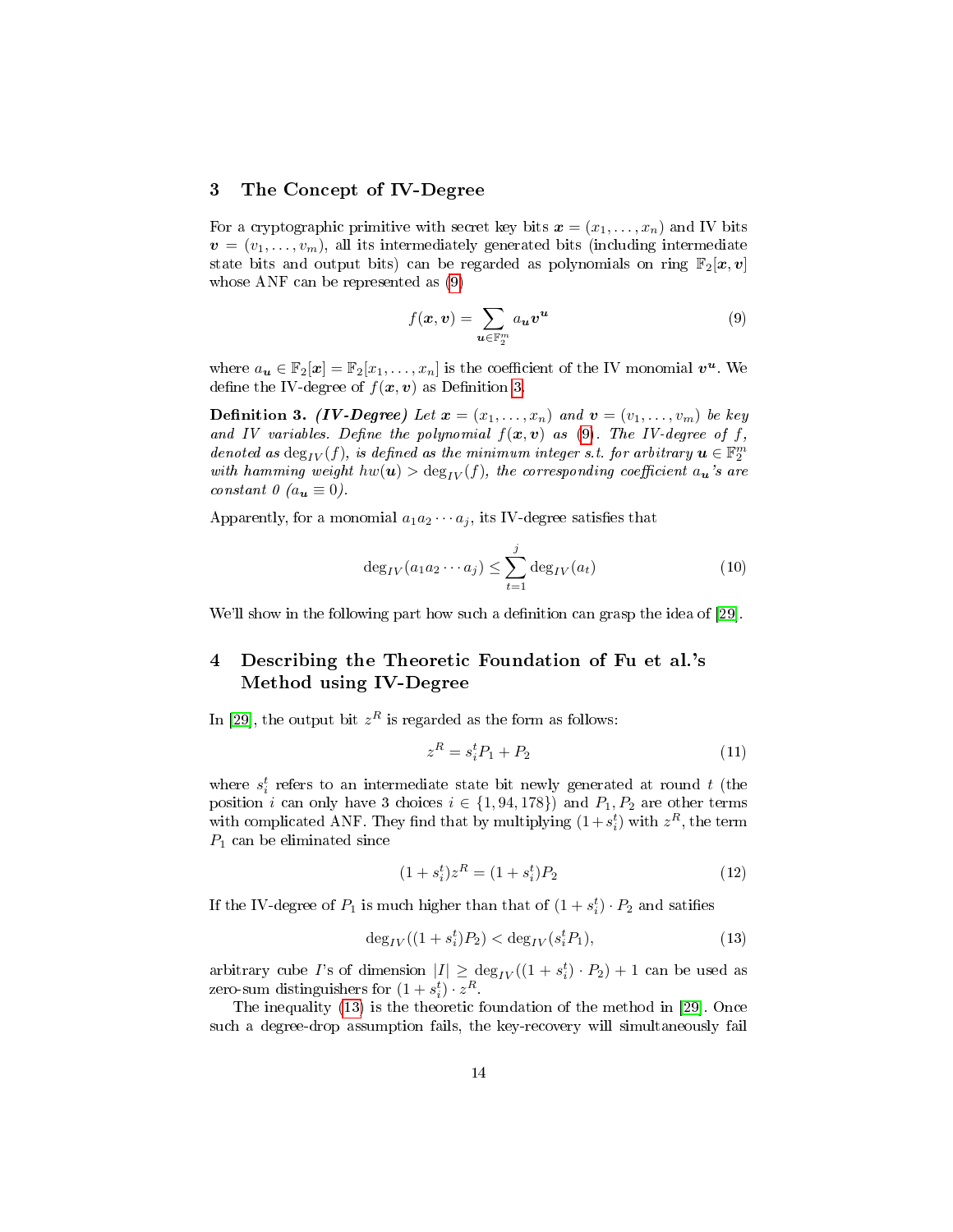## 3 The Concept of IV-Degree

For a cryptographic primitive with secret key bits $\boldsymbol{x} = (x_1, \ldots, x_n)$ and IV bits $\boldsymbol{v} = (v_1, \ldots, v_m)$, all its intermediately generated bits (including intermediate state bits and output bits) can be regarded as polynomials on ring $\mathbb{F}_2[\boldsymbol{x}, \boldsymbol{v}]$ whose ANF can be represented as (9)

$$f(\boldsymbol{x}, \boldsymbol{v}) = \sum_{\boldsymbol{u} \in \mathbb{F}_2^m} a_{\boldsymbol{u}} \boldsymbol{v}^{\boldsymbol{u}} \tag{9}$$

where $a_{\boldsymbol{u}} \in \mathbb{F}_2[\boldsymbol{x}] = \mathbb{F}_2[x_1, \ldots, x_n]$ is the coefficient of the IV monomial $\boldsymbol{v}^{\boldsymbol{u}}$. We define the IV-degree of $f(\boldsymbol{x}, \boldsymbol{v})$ as Definition 3.

**Definition 3.** ***(IV-Degree)*** *Let $\boldsymbol{x} = (x_1, \ldots, x_n)$ and $\boldsymbol{v} = (v_1, \ldots, v_m)$ be key and IV variables. Define the polynomial $f(\boldsymbol{x}, \boldsymbol{v})$ as (9). The IV-degree of $f$, denoted as $\deg_{IV}(f)$, is defined as the minimum integer s.t. for arbitrary $\boldsymbol{u} \in \mathbb{F}_2^m$ with hamming weight $hw(\boldsymbol{u}) > \deg_{IV}(f)$, the corresponding coefficient $a_{\boldsymbol{u}}$'s are constant 0 ($a_{\boldsymbol{u}} \equiv 0$).*

Apparently, for a monomial $a_1 a_2 \cdots a_j$, its IV-degree satisfies that

$$\deg_{IV}(a_1 a_2 \cdots a_j) \le \sum_{t=1}^{j} \deg_{IV}(a_t) \tag{10}$$

We'll show in the following part how such a definition can grasp the idea of [29].

## 4 Describing the Theoretic Foundation of Fu et al.'s Method using IV-Degree

In [29], the output bit $z^R$ is regarded as the form as follows:

$$z^R = s_i^t P_1 + P_2 \tag{11}$$

where $s_i^t$ refers to an intermediate state bit newly generated at round $t$ (the position $i$ can only have 3 choices $i \in \{1, 94, 178\}$) and $P_1, P_2$ are other terms with complicated ANF. They find that by multiplying $(1 + s_i^t)$ with $z^R$, the term $P_1$ can be eliminated since

$$(1 + s_i^t) z^R = (1 + s_i^t) P_2 \tag{12}$$

If the IV-degree of $P_1$ is much higher than that of $(1 + s_i^t) \cdot P_2$ and satifies

$$\deg_{IV}((1 + s_i^t) P_2) < \deg_{IV}(s_i^t P_1), \tag{13}$$

arbitrary cube $I$'s of dimension $|I| \ge \deg_{IV}((1 + s_i^t) \cdot P_2) + 1$ can be used as zero-sum distinguishers for $(1 + s_i^t) \cdot z^R$.

The inequality (13) is the theoretic foundation of the method in [29]. Once such a degree-drop assumption fails, the key-recovery will simultaneously fail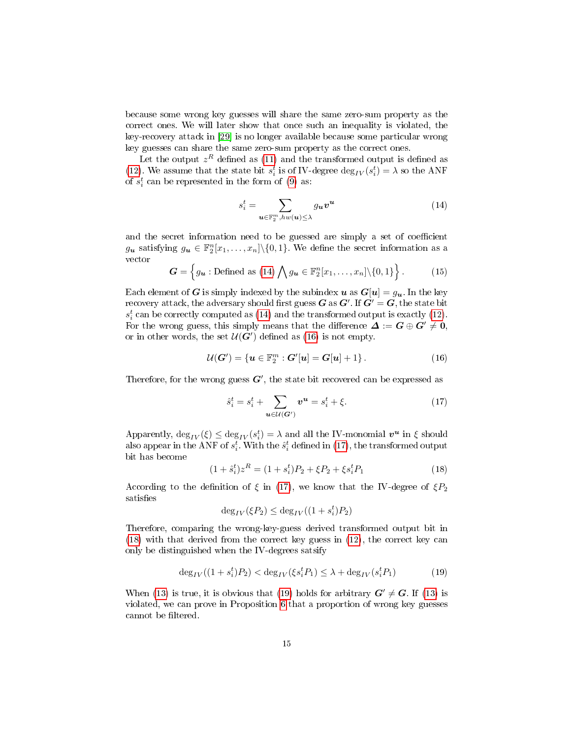because some wrong key guesses will share the same zero-sum property as the correct ones. We will later show that once such an inequality is violated, the key-recovery attack in [29] is no longer available because some particular wrong key guesses can share the same zero-sum property as the correct ones.

Let the output $z^R$ defined as (11) and the transformed output is defined as (12). We assume that the state bit $s_i^t$ is of IV-degree $\deg_{IV}(s_i^t) = \lambda$ so the ANF of $s_i^t$ can be represented in the form of (9) as:

$$s_i^t = \sum_{\boldsymbol{u} \in \mathbb{F}_2^m, hw(\boldsymbol{u}) \leq \lambda} g_{\boldsymbol{u}} \boldsymbol{v}^{\boldsymbol{u}} \tag{14}$$

and the secret information need to be guessed are simply a set of coefficient $g_{\boldsymbol{u}}$ satisfying $g_{\boldsymbol{u}} \in \mathbb{F}_2^n[x_1, \ldots, x_n] \backslash \{0, 1\}$. We define the secret information as a vector

$$\boldsymbol{G} = \left\{ g_{\boldsymbol{u}} : \text{Defined as (14)} \bigwedge g_{\boldsymbol{u}} \in \mathbb{F}_2^n[x_1, \ldots, x_n] \backslash \{0, 1\} \right\}. \tag{15}$$

Each element of $\boldsymbol{G}$ is simply indexed by the subindex $\boldsymbol{u}$ as $\boldsymbol{G}[\boldsymbol{u}] = g_{\boldsymbol{u}}$. In the key recovery attack, the adversary should first guess $\boldsymbol{G}$ as $\boldsymbol{G}'$. If $\boldsymbol{G}' = \boldsymbol{G}$, the state bit $s_i^t$ can be correctly computed as (14) and the transformed output is exactly (12). For the wrong guess, this simply means that the difference $\boldsymbol{\Delta} := \boldsymbol{G} \oplus \boldsymbol{G}' \neq \boldsymbol{0}$, or in other words, the set $\mathcal{U}(\boldsymbol{G}')$ defined as (16) is not empty.

$$\mathcal{U}(\boldsymbol{G}') = \{ \boldsymbol{u} \in \mathbb{F}_2^m : \boldsymbol{G}'[\boldsymbol{u}] = \boldsymbol{G}[\boldsymbol{u}] + 1 \}. \tag{16}$$

Therefore, for the wrong guess $\boldsymbol{G}'$, the state bit recovered can be expressed as

$$\hat{s}_i^t = s_i^t + \sum_{\boldsymbol{u} \in \mathcal{U}(\boldsymbol{G}')} \boldsymbol{v}^{\boldsymbol{u}} = s_i^t + \xi. \tag{17}$$

Apparently, $\deg_{IV}(\xi) \leq \deg_{IV}(s_i^t) = \lambda$ and all the IV-monomial $\boldsymbol{v}^{\boldsymbol{u}}$ in $\xi$ should also appear in the ANF of $s_i^t$. With the $\hat{s}_i^t$ defined in (17), the transformed output bit has become

$$(1 + \hat{s}_i^t) z^R = (1 + s_i^t) P_2 + \xi P_2 + \xi s_i^t P_1 \tag{18}$$

According to the definition of $\xi$ in (17), we know that the IV-degree of $\xi P_2$ satisfies

$$\deg_{IV}(\xi P_2) \leq \deg_{IV}((1 + s_i^t) P_2)$$

Therefore, comparing the wrong-key-guess derived transformed output bit in (18) with that derived from the correct key guess in (12), the correct key can only be distinguished when the IV-degrees satsify

$$\deg_{IV}((1 + s_i^t) P_2) < \deg_{IV}(\xi s_i^t P_1) \leq \lambda + \deg_{IV}(s_i^t P_1) \tag{19}$$

When (13) is true, it is obvious that (19) holds for arbitrary $\boldsymbol{G}' \neq \boldsymbol{G}$. If (13) is violated, we can prove in Proposition 6 that a proportion of wrong key guesses cannot be filtered.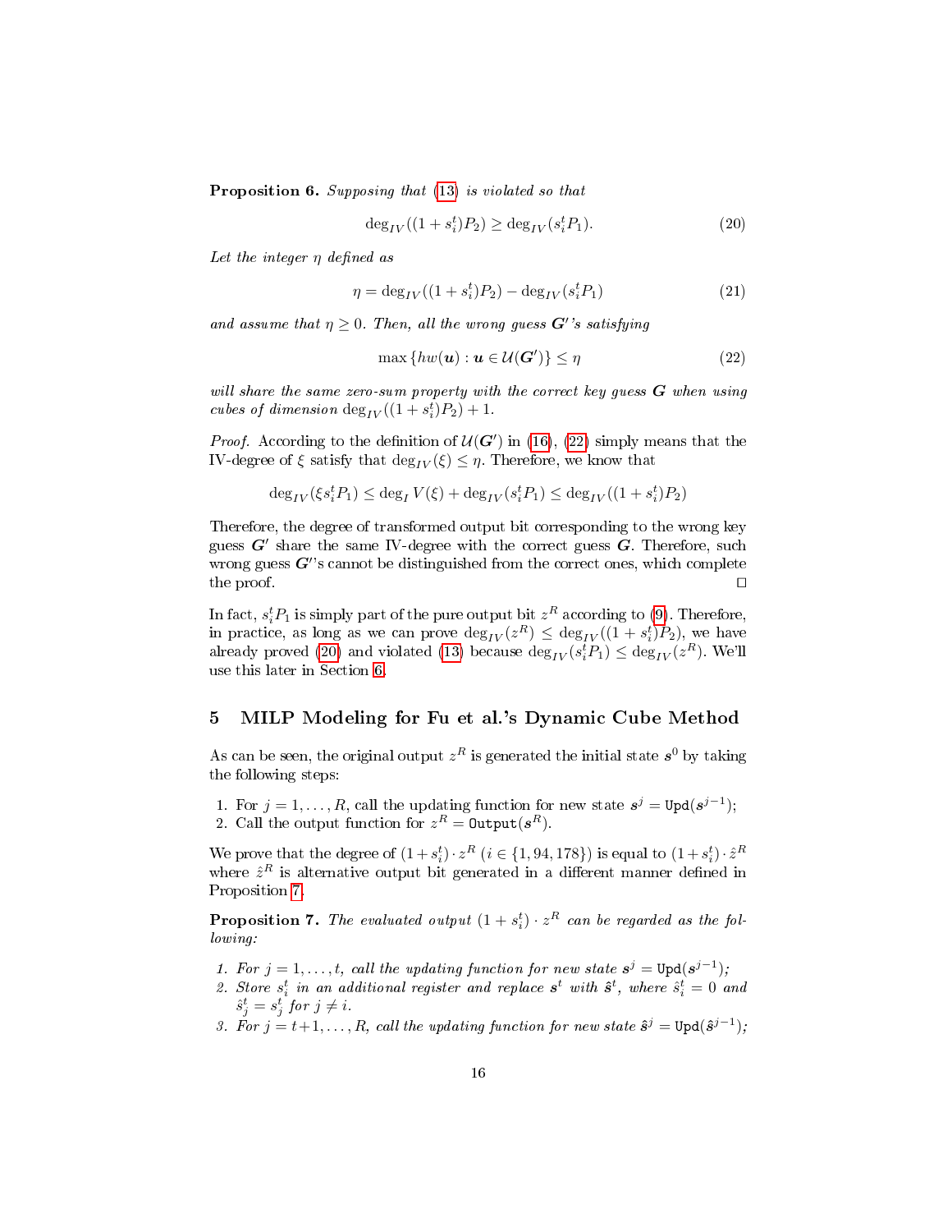**Proposition 6.** *Supposing that (13) is violated so that*

$$\deg_{IV}((1+s_i^t)P_2) \geq \deg_{IV}(s_i^t P_1). \tag{20}$$

*Let the integer $\eta$ defined as*

$$\eta = \deg_{IV}((1+s_i^t)P_2) - \deg_{IV}(s_i^t P_1) \tag{21}$$

*and assume that $\eta \geq 0$. Then, all the wrong guess $\boldsymbol{G}'$'s satisfying*

$$\max\{hw(\boldsymbol{u}) : \boldsymbol{u} \in \mathcal{U}(\boldsymbol{G}')\} \leq \eta \tag{22}$$

*will share the same zero-sum property with the correct key guess $\boldsymbol{G}$ when using cubes of dimension $\deg_{IV}((1+s_i^t)P_2)+1$.*

*Proof.* According to the definition of $\mathcal{U}(\boldsymbol{G}')$ in (16), (22) simply means that the IV-degree of $\xi$ satisfy that $\deg_{IV}(\xi) \leq \eta$. Therefore, we know that

$$\deg_{IV}(\xi s_i^t P_1) \leq \deg_I V(\xi) + \deg_{IV}(s_i^t P_1) \leq \deg_{IV}((1+s_i^t)P_2)$$

Therefore, the degree of transformed output bit corresponding to the wrong key guess $\boldsymbol{G}'$ share the same IV-degree with the correct guess $\boldsymbol{G}$. Therefore, such wrong guess $\boldsymbol{G}'$'s cannot be distinguished from the correct ones, which complete the proof. $\square$

In fact, $s_i^t P_1$ is simply part of the pure output bit $z^R$ according to (9). Therefore, in practice, as long as we can prove $\deg_{IV}(z^R) \leq \deg_{IV}((1+s_i^t)P_2)$, we have already proved (20) and violated (13) because $\deg_{IV}(s_i^t P_1) \leq \deg_{IV}(z^R)$. We'll use this later in Section 6.

## 5 MILP Modeling for Fu et al.'s Dynamic Cube Method

As can be seen, the original output $z^R$ is generated the initial state $\boldsymbol{s}^0$ by taking the following steps:

1. For $j = 1, \ldots, R$, call the updating function for new state $\boldsymbol{s}^j = \texttt{Upd}(\boldsymbol{s}^{j-1})$;
2. Call the output function for $z^R = \texttt{Output}(\boldsymbol{s}^R)$.

We prove that the degree of $(1+s_i^t)\cdot z^R$ ($i \in \{1, 94, 178\}$) is equal to $(1+s_i^t)\cdot \hat{z}^R$ where $\hat{z}^R$ is alternative output bit generated in a different manner defined in Proposition 7.

**Proposition 7.** *The evaluated output $(1+s_i^t)\cdot z^R$ can be regarded as the following:*

1. *For $j = 1, \ldots, t$, call the updating function for new state $\boldsymbol{s}^j = \texttt{Upd}(\boldsymbol{s}^{j-1})$;*
2. *Store $s_i^t$ in an additional register and replace $\boldsymbol{s}^t$ with $\hat{\boldsymbol{s}}^t$, where $\hat{s}_i^t = 0$ and $\hat{s}_j^t = s_j^t$ for $j \neq i$.*
3. *For $j = t+1, \ldots, R$, call the updating function for new state $\hat{\boldsymbol{s}}^j = \texttt{Upd}(\hat{\boldsymbol{s}}^{j-1})$;*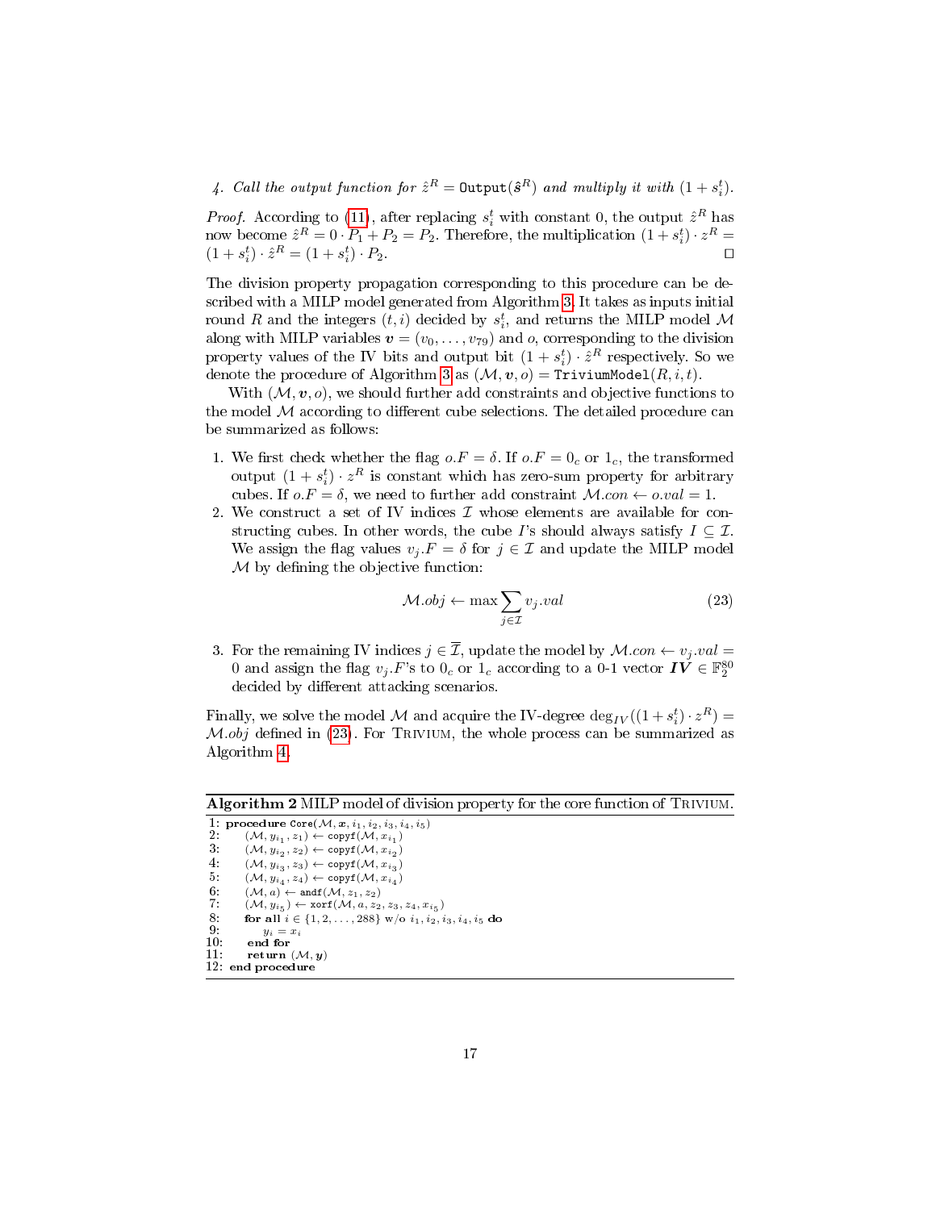*4. Call the output function for $\hat{z}^R = \texttt{Output}(\hat{\boldsymbol{s}}^R)$ and multiply it with $(1 + s_i^t)$.*

*Proof.* According to (11), after replacing $s_i^t$ with constant 0, the output $\hat{z}^R$ has now become $\hat{z}^R = 0 \cdot P_1 + P_2 = P_2$. Therefore, the multiplication $(1 + s_i^t) \cdot z^R = (1 + s_i^t) \cdot \hat{z}^R = (1 + s_i^t) \cdot P_2$. $\square$

The division property propagation corresponding to this procedure can be described with a MILP model generated from Algorithm 3. It takes as inputs initial round $R$ and the integers $(t, i)$ decided by $s_i^t$, and returns the MILP model $\mathcal{M}$ along with MILP variables $\boldsymbol{v} = (v_0, \ldots, v_{79})$ and $o$, corresponding to the division property values of the IV bits and output bit $(1 + s_i^t) \cdot \hat{z}^R$ respectively. So we denote the procedure of Algorithm 3 as $(\mathcal{M}, \boldsymbol{v}, o) = \texttt{TriviumModel}(R, i, t)$.

With $(\mathcal{M}, \boldsymbol{v}, o)$, we should further add constraints and objective functions to the model $\mathcal{M}$ according to different cube selections. The detailed procedure can be summarized as follows:

1. We first check whether the flag $o.F = \delta$. If $o.F = 0_c$ or $1_c$, the transformed output $(1 + s_i^t) \cdot z^R$ is constant which has zero-sum property for arbitrary cubes. If $o.F = \delta$, we need to further add constraint $\mathcal{M}.con \leftarrow o.val = 1$.
2. We construct a set of IV indices $\mathcal{I}$ whose elements are available for constructing cubes. In other words, the cube $I$'s should always satisfy $I \subseteq \mathcal{I}$. We assign the flag values $v_j.F = \delta$ for $j \in \mathcal{I}$ and update the MILP model $\mathcal{M}$ by defining the objective function:
$$\mathcal{M}.obj \leftarrow \max \sum_{j \in \mathcal{I}} v_j.val \tag{23}$$
3. For the remaining IV indices $j \in \overline{\mathcal{I}}$, update the model by $\mathcal{M}.con \leftarrow v_j.val = 0$ and assign the flag $v_j.F$'s to $0_c$ or $1_c$ according to a 0-1 vector $\boldsymbol{IV} \in \mathbb{F}_2^{80}$ decided by different attacking scenarios.

Finally, we solve the model $\mathcal{M}$ and acquire the IV-degree $\deg_{IV}((1 + s_i^t) \cdot z^R) = \mathcal{M}.obj$ defined in (23). For Trivium, the whole process can be summarized as Algorithm 4.

**Algorithm 2** MILP model of division property for the core function of Trivium.

```
1: procedure Core(M, x, i1, i2, i3, i4, i5)
2:     (M, y_i1, z1) ← copyf(M, x_i1)
3:     (M, y_i2, z2) ← copyf(M, x_i2)
4:     (M, y_i3, z3) ← copyf(M, x_i3)
5:     (M, y_i4, z4) ← copyf(M, x_i4)
6:     (M, a) ← andf(M, z1, z2)
7:     (M, y_i5) ← xorf(M, a, z2, z3, z4, x_i5)
8:     for all i ∈ {1, 2, ..., 288} w/o i1, i2, i3, i4, i5 do
9:         y_i = x_i
10:    end for
11:    return (M, y)
12: end procedure
```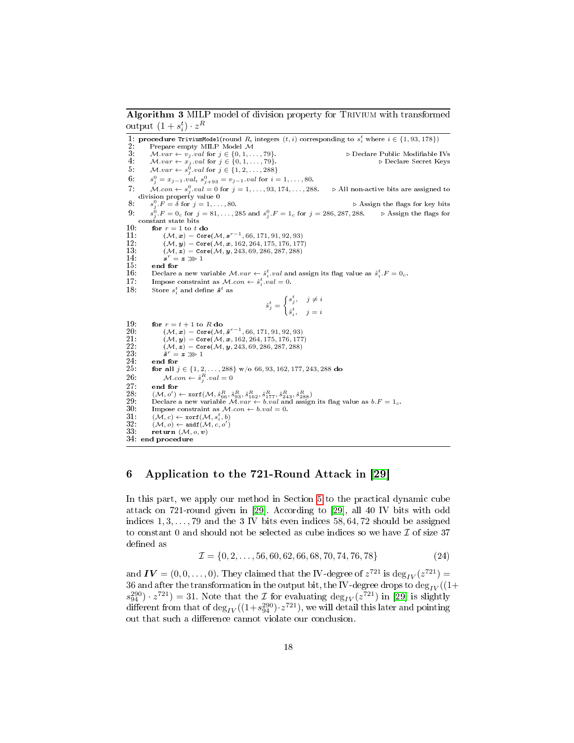**Algorithm 3** MILP model of division property for Trivium with transformed output $(1+s_i^t)\cdot z^R$

```
1: procedure TriviumModel(round R, integers (t,i) corresponding to s_i^t where i ∈ {1,93,178})
2:     Prepare empty MILP Model M
3:     M.var ← v_j.val for j ∈ {0,1,...,79}.                         ▷ Declare Public Modifiable IVs
4:     M.var ← x_j.val for j ∈ {0,1,...,79}.                                    ▷ Declare Secret Keys
5:     M.var ← s_j^0.val for j ∈ {1,2,...,288}
6:     s_j^0 = x_{j-1}.val, s_{j+93}^0 = v_{j-1}.val for i = 1,...,80.
7:     M.con ← s_j^0.val = 0 for j = 1,...,93,174,...,288.   ▷ All non-active bits are assigned to
       division property value 0
8:     s_j^0.F = δ for j = 1,...,80.                                   ▷ Assign the flags for key bits
9:     s_j^0.F = 0_c for j = 81,...,285 and s_j^0.F = 1_c for j = 286,287,288.   ▷ Assign the flags for
       constant state bits
10:    for r = 1 to t do
11:        (M, x) = Core(M, s^{r-1}, 66, 171, 91, 92, 93)
12:        (M, y) = Core(M, x, 162, 264, 175, 176, 177)
13:        (M, z) = Core(M, y, 243, 69, 286, 287, 288)
14:        s^r = z >>> 1
15:    end for
16:    Declare a new variable M.var ← ŝ_i^t.val and assign its flag value as ŝ_i^t.F = 0_c.
17:    Impose constraint as M.con ← ŝ_i^t.val = 0.
18:    Store s_i^t and define ŝ^t as
```

$$\hat{s}_j^t = \begin{cases} s_j^t, & j \neq i \\ \hat{s}_i^t, & j = i \end{cases}$$

```
19:    for r = t+1 to R do
20:        (M, x) = Core(M, ŝ^{r-1}, 66, 171, 91, 92, 93)
21:        (M, y) = Core(M, x, 162, 264, 175, 176, 177)
22:        (M, z) = Core(M, y, 243, 69, 286, 287, 288)
23:        ŝ^r = z >>> 1
24:    end for
25:    for all j ∈ {1,2,...,288} w/o 66, 93, 162, 177, 243, 288 do
26:        M.con ← ŝ_j^R.val = 0
27:    end for
28:    (M, o') ← xorf(M, ŝ_66^R, ŝ_93^R, ŝ_162^R, ŝ_177^R, ŝ_243^R, ŝ_288^R)
29:    Declare a new variable M.var ← b.val and assign its flag value as b.F = 1_c.
30:    Impose constraint as M.con ← b.val = 0.
31:    (M, c) ← xorf(M, s_i^t, b)
32:    (M, o) ← andf(M, c, o')
33:    return (M, o, v)
34: end procedure
```

## 6 Application to the 721-Round Attack in [29]

In this part, we apply our method in Section 5 to the practical dynamic cube attack on 721-round given in [29]. According to [29], all 40 IV bits with odd indices $1,3,\dots,79$ and the 3 IV bits even indices $58,64,72$ should be assigned to constant 0 and should not be selected as cube indices so we have $\mathcal{I}$ of size 37 defined as

$$\mathcal{I} = \{0,2,\dots,56,60,62,66,68,70,74,76,78\} \tag{24}$$

and $\boldsymbol{IV} = (0,0,\dots,0)$. They claimed that the IV-degree of $z^{721}$ is $\deg_{IV}(z^{721}) = 36$ and after the transformation in the output bit, the IV-degree drops to $\deg_{IV}((1+s_{94}^{290})\cdot z^{721}) = 31$. Note that the $\mathcal{I}$ for evaluating $\deg_{IV}(z^{721})$ in [29] is slightly different from that of $\deg_{IV}((1+s_{94}^{290})\cdot z^{721})$, we will detail this later and pointing out that such a difference cannot violate our conclusion.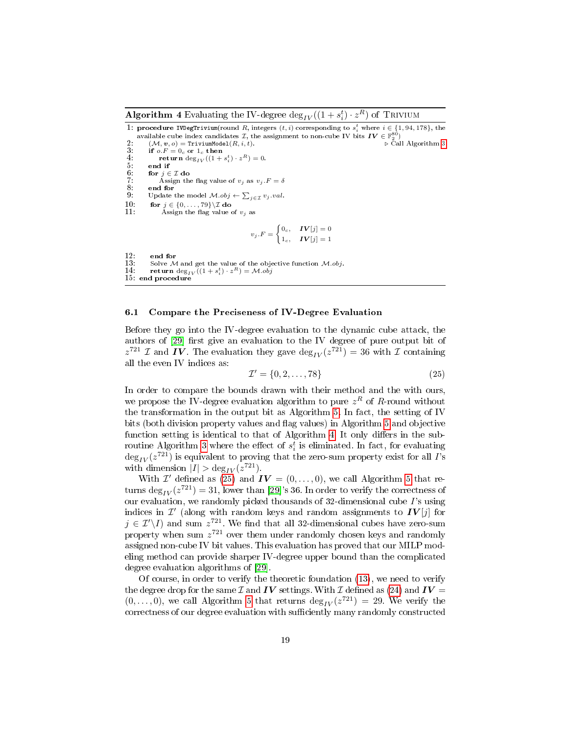**Algorithm 4** Evaluating the IV-degree $\deg_{IV}((1+s_i^t)\cdot z^R)$ of Trivium

```
1: procedure IVDegTrivium(round R, integers (t, i) corresponding to s_i^t where i ∈ {1, 94, 178}, the
   available cube index candidates 𝓘, the assignment to non-cube IV bits IV ∈ F_2^80)
2:     (𝓜, v, o) = TriviumModel(R, i, t).                                        ▷ Call Algorithm 3
3:     if o.F = 0_c or 1_c then
4:         return deg_IV((1 + s_i^t) · z^R) = 0.
5:     end if
6:     for j ∈ 𝓘 do
7:         Assign the flag value of v_j as v_j.F = δ
8:     end for
9:     Update the model 𝓜.obj ← Σ_{j∈𝓘} v_j.val.
10:    for j ∈ {0, ..., 79}\𝓘 do
11:        Assign the flag value of v_j as
               v_j.F = { 0_c,  IV[j] = 0
                       { 1_c,  IV[j] = 1
12:    end for
13:    Solve 𝓜 and get the value of the objective function 𝓜.obj.
14:    return deg_IV((1 + s_i^t) · z^R) = 𝓜.obj
15: end procedure
```

### 6.1 Compare the Preciseness of IV-Degree Evaluation

Before they go into the IV-degree evaluation to the dynamic cube attack, the authors of [29] first give an evaluation to the IV degree of pure output bit of $z^{721}$ $\mathcal{I}$ and $\boldsymbol{IV}$. The evaluation they gave $\deg_{IV}(z^{721}) = 36$ with $\mathcal{I}$ containing all the even IV indices as:

$$\mathcal{I}' = \{0, 2, \ldots, 78\} \tag{25}$$

In order to compare the bounds drawn with their method and the with ours, we propose the IV-degree evaluation algorithm to pure $z^R$ of $R$-round without the transformation in the output bit as Algorithm 5. In fact, the setting of IV bits (both division property values and flag values) in Algorithm 5 and objective function setting is identical to that of Algorithm 4. It only differs in the subroutine Algorithm 3 where the effect of $s_i^t$ is eliminated. In fact, for evaluating $\deg_{IV}(z^{721})$ is equivalent to proving that the zero-sum property exist for all $I$'s with dimension $|I| > \deg_{IV}(z^{721})$.

With $\mathcal{I}'$ defined as (25) and $\boldsymbol{IV} = (0, \ldots, 0)$, we call Algorithm 5 that returns $\deg_{IV}(z^{721}) = 31$, lower than [29]'s 36. In order to verify the correctness of our evaluation, we randomly picked thousands of 32-dimensional cube $I$'s using indices in $\mathcal{I}'$ (along with random keys and random assignments to $\boldsymbol{IV}[j]$ for $j \in \mathcal{I}' \backslash I$) and sum $z^{721}$. We find that all 32-dimensional cubes have zero-sum property when sum $z^{721}$ over them under randomly chosen keys and randomly assigned non-cube IV bit values. This evaluation has proved that our MILP modeling method can provide sharper IV-degree upper bound than the complicated degree evaluation algorithms of [29].

Of course, in order to verify the theoretic foundation (13), we need to verify the degree drop for the same $\mathcal{I}$ and $\boldsymbol{IV}$ settings. With $\mathcal{I}$ defined as (24) and $\boldsymbol{IV} = (0, \ldots, 0)$, we call Algorithm 5 that returns $\deg_{IV}(z^{721}) = 29$. We verify the correctness of our degree evaluation with sufficiently many randomly constructed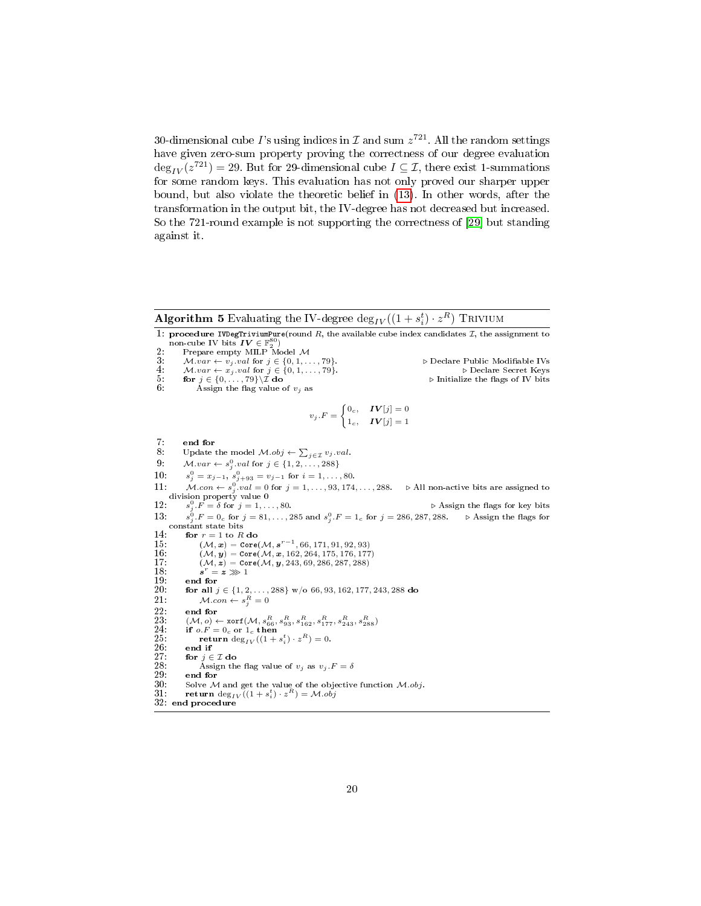30-dimensional cube $I$'s using indices in $\mathcal{I}$ and sum $z^{721}$. All the random settings have given zero-sum property proving the correctness of our degree evaluation $\deg_{IV}(z^{721}) = 29$. But for 29-dimensional cube $I \subseteq \mathcal{I}$, there exist 1-summations for some random keys. This evaluation has not only proved our sharper upper bound, but also violate the theoretic belief in (13). In other words, after the transformation in the output bit, the IV-degree has not decreased but increased. So the 721-round example is not supporting the correctness of [29] but standing against it.

---

**Algorithm 5** Evaluating the IV-degree $\deg_{IV}((1 + s_i^t) \cdot z^R)$ TRIVIUM

1: **procedure** `IVDegTriviumPure`(round $R$, the available cube index candidates $\mathcal{I}$, the assignment to non-cube IV bits $\boldsymbol{IV} \in \mathbb{F}_2^{80}$)
2: &nbsp;&nbsp;&nbsp;&nbsp;Prepare empty MILP Model $\mathcal{M}$
3: &nbsp;&nbsp;&nbsp;&nbsp;$\mathcal{M}.var \leftarrow v_j.val$ for $j \in \{0, 1, \ldots, 79\}$. ▷ Declare Public Modifiable IVs
4: &nbsp;&nbsp;&nbsp;&nbsp;$\mathcal{M}.var \leftarrow x_j.val$ for $j \in \{0, 1, \ldots, 79\}$. ▷ Declare Secret Keys
5: &nbsp;&nbsp;&nbsp;&nbsp;**for** $j \in \{0, 1, \ldots, 79\} \backslash \mathcal{I}$ **do** ▷ Initialize the flags of IV bits
6: &nbsp;&nbsp;&nbsp;&nbsp;&nbsp;&nbsp;&nbsp;&nbsp;Assign the flag value of $v_j$ as

$$v_j.F = \begin{cases} 0_c, & \boldsymbol{IV}[j] = 0 \\ 1_c, & \boldsymbol{IV}[j] = 1 \end{cases}$$

7: &nbsp;&nbsp;&nbsp;&nbsp;**end for**
8: &nbsp;&nbsp;&nbsp;&nbsp;Update the model $\mathcal{M}.obj \leftarrow \sum_{j \in \mathcal{I}} v_j.val$.
9: &nbsp;&nbsp;&nbsp;&nbsp;$\mathcal{M}.var \leftarrow s_j^0.val$ for $j \in \{1, 2, \ldots, 288\}$
10: &nbsp;&nbsp;&nbsp;&nbsp;$s_j^0 = x_{j-1}$, $s_{j+93}^0 = v_{j-1}$ for $i = 1, \ldots, 80$.
11: &nbsp;&nbsp;&nbsp;&nbsp;$\mathcal{M}.con \leftarrow s_j^0.val = 0$ for $j = 1, \ldots, 93, 174, \ldots, 288$. ▷ All non-active bits are assigned to division property value 0
12: &nbsp;&nbsp;&nbsp;&nbsp;$s_j^0.F = \delta$ for $j = 1, \ldots, 80$. ▷ Assign the flags for key bits
13: &nbsp;&nbsp;&nbsp;&nbsp;$s_j^0.F = 0_c$ for $j = 81, \ldots, 285$ and $s_j^0.F = 1_c$ for $j = 286, 287, 288$. ▷ Assign the flags for constant state bits
14: &nbsp;&nbsp;&nbsp;&nbsp;**for** $r = 1$ to $R$ **do**
15: &nbsp;&nbsp;&nbsp;&nbsp;&nbsp;&nbsp;&nbsp;&nbsp;$(\mathcal{M}, \boldsymbol{x}) = \texttt{Core}(\mathcal{M}, \boldsymbol{s}^{r-1}, 66, 171, 91, 92, 93)$
16: &nbsp;&nbsp;&nbsp;&nbsp;&nbsp;&nbsp;&nbsp;&nbsp;$(\mathcal{M}, \boldsymbol{y}) = \texttt{Core}(\mathcal{M}, \boldsymbol{x}, 162, 264, 175, 176, 177)$
17: &nbsp;&nbsp;&nbsp;&nbsp;&nbsp;&nbsp;&nbsp;&nbsp;$(\mathcal{M}, \boldsymbol{z}) = \texttt{Core}(\mathcal{M}, \boldsymbol{y}, 243, 69, 286, 287, 288)$
18: &nbsp;&nbsp;&nbsp;&nbsp;&nbsp;&nbsp;&nbsp;&nbsp;$\boldsymbol{s}^r = \boldsymbol{z} \ggg 1$
19: &nbsp;&nbsp;&nbsp;&nbsp;**end for**
20: &nbsp;&nbsp;&nbsp;&nbsp;**for all** $j \in \{1, 2, \ldots, 288\}$ w/o $66, 93, 162, 177, 243, 288$ **do**
21: &nbsp;&nbsp;&nbsp;&nbsp;&nbsp;&nbsp;&nbsp;&nbsp;$\mathcal{M}.con \leftarrow s_j^R = 0$
22: &nbsp;&nbsp;&nbsp;&nbsp;**end for**
23: &nbsp;&nbsp;&nbsp;&nbsp;$(\mathcal{M}, o) \leftarrow \texttt{xorf}(\mathcal{M}, s_{66}^R, s_{93}^R, s_{162}^R, s_{177}^R, s_{243}^R, s_{288}^R)$
24: &nbsp;&nbsp;&nbsp;&nbsp;**if** $o.F = 0_c$ or $1_c$ **then**
25: &nbsp;&nbsp;&nbsp;&nbsp;&nbsp;&nbsp;&nbsp;&nbsp;**return** $\deg_{IV}((1 + s_i^t) \cdot z^R) = 0$.
26: &nbsp;&nbsp;&nbsp;&nbsp;**end if**
27: &nbsp;&nbsp;&nbsp;&nbsp;**for** $j \in \mathcal{I}$ **do**
28: &nbsp;&nbsp;&nbsp;&nbsp;&nbsp;&nbsp;&nbsp;&nbsp;Assign the flag value of $v_j$ as $v_j.F = \delta$
29: &nbsp;&nbsp;&nbsp;&nbsp;**end for**
30: &nbsp;&nbsp;&nbsp;&nbsp;Solve $\mathcal{M}$ and get the value of the objective function $\mathcal{M}.obj$.
31: &nbsp;&nbsp;&nbsp;&nbsp;**return** $\deg_{IV}((1 + s_i^t) \cdot z^R) = \mathcal{M}.obj$
32: **end procedure**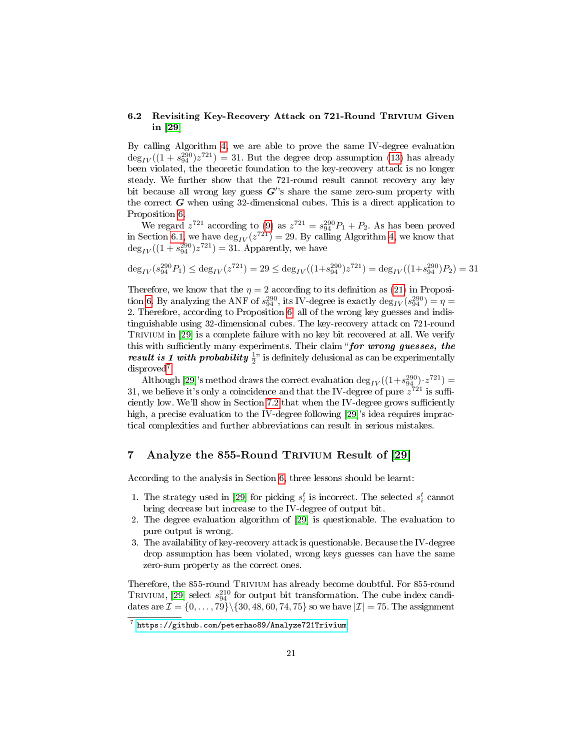### 6.2 Revisiting Key-Recovery Attack on 721-Round Trivium Given in [29]

By calling Algorithm 4, we are able to prove the same IV-degree evaluation $\deg_{IV}((1+s_{94}^{290})z^{721}) = 31$. But the degree drop assumption (13) has already been violated, the theoretic foundation to the key-recovery attack is no longer steady. We further show that the 721-round result cannot recovery any key bit because all wrong key guess $\boldsymbol{G}'$'s share the same zero-sum property with the correct $\boldsymbol{G}$ when using 32-dimensional cubes. This is a direct application to Proposition 6.

We regard $z^{721}$ according to (9) as $z^{721} = s_{94}^{290}P_1 + P_2$. As has been proved in Section 6.1, we have $\deg_{IV}(z^{721}) = 29$. By calling Algorithm 4, we know that $\deg_{IV}((1+s_{94}^{290})z^{721}) = 31$. Apparently, we have

$$\deg_{IV}(s_{94}^{290}P_1) \leq \deg_{IV}(z^{721}) = 29 \leq \deg_{IV}((1+s_{94}^{290})z^{721}) = \deg_{IV}((1+s_{94}^{290})P_2) = 31$$

Therefore, we know that the $\eta = 2$ according to its definition as (21) in Proposition 6. By analyzing the ANF of $s_{94}^{290}$, its IV-degree is exactly $\deg_{IV}(s_{94}^{290}) = \eta = 2$. Therefore, according to Proposition 6, all of the wrong key guesses and indistinguishable using 32-dimensional cubes. The key-recovery attack on 721-round Trivium in [29] is a complete failure with no key bit recovered at all. We verify this with sufficiently many experiments. Their claim "***for wrong guesses, the result is 1 with probability*** $\frac{1}{2}$" is definitely delusional as can be experimentally disproved[7].

Although [29]'s method draws the correct evaluation $\deg_{IV}((1+s_{94}^{290})\cdot z^{721}) = 31$, we believe it's only a coincidence and that the IV-degree of pure $z^{721}$ is sufficiently low. We'll show in Section 7.2 that when the IV-degree grows sufficiently high, a precise evaluation to the IV-degree following [29]'s idea requires impractical complexities and further abbreviations can result in serious mistakes.

## 7 Analyze the 855-Round Trivium Result of [29]

According to the analysis in Section 6, three lessons should be learnt:

1. The strategy used in [29] for picking $s_i^t$ is incorrect. The selected $s_i^t$ cannot bring decrease but increase to the IV-degree of output bit.
2. The degree evaluation algorithm of [29] is questionable. The evaluation to pure output is wrong.
3. The availability of key-recovery attack is questionable. Because the IV-degree drop assumption has been violated, wrong keys guesses can have the same zero-sum property as the correct ones.

Therefore, the 855-round Trivium has already become doubtful. For 855-round Trivium, [29] select $s_{94}^{210}$ for output bit transformation. The cube index candidates are $\mathcal{I} = \{0, \ldots, 79\} \backslash \{30, 48, 60, 74, 75\}$ so we have $|\mathcal{I}| = 75$. The assignment

[7] https://github.com/peterhao89/Analyze721Trivium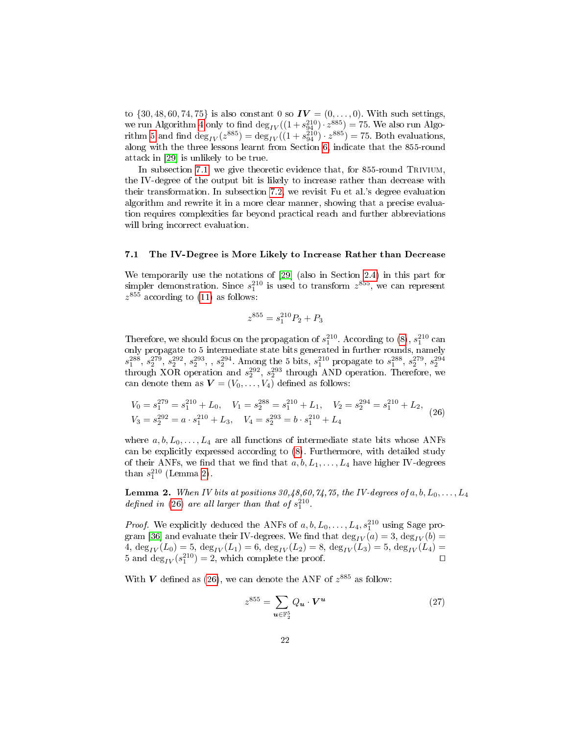to $\{30, 48, 60, 74, 75\}$ is also constant 0 so $\boldsymbol{IV} = (0, \ldots, 0)$. With such settings, we run Algorithm 4 only to find $\deg_{IV}((1 + s_{94}^{210}) \cdot z^{885}) = 75$. We also run Algorithm 5 and find $\deg_{IV}(z^{885}) = \deg_{IV}((1 + s_{94}^{210}) \cdot z^{885}) = 75$. Both evaluations, along with the three lessons learnt from Section 6, indicate that the 855-round attack in [29] is unlikely to be true.

In subsection 7.1, we give theoretic evidence that, for 855-round Trivium, the IV-degree of the output bit is likely to increase rather than decrease with their transformation. In subsection 7.2, we revisit Fu et al.'s degree evaluation algorithm and rewrite it in a more clear manner, showing that a precise evaluation requires complexities far beyond practical reach and further abbreviations will bring incorrect evaluation.

### 7.1 The IV-Degree is More Likely to Increase Rather than Decrease

We temporarily use the notations of [29] (also in Section 2.4) in this part for simpler demonstration. Since $s_1^{210}$ is used to transform $z^{855}$, we can represent $z^{855}$ according to (11) as follows:

$$z^{855} = s_1^{210} P_2 + P_3$$

Therefore, we should focus on the propagation of $s_1^{210}$. According to (8), $s_1^{210}$ can only propagate to 5 intermediate state bits generated in further rounds, namely $s_1^{288}$, $s_2^{279}$, $s_2^{292}$, $s_2^{293}$, , $s_2^{294}$. Among the 5 bits, $s_1^{210}$ propagate to $s_1^{288}$, $s_2^{279}$, $s_2^{294}$ through XOR operation and $s_2^{292}$, $s_2^{293}$ through AND operation. Therefore, we can denote them as $\boldsymbol{V} = (V_0, \ldots, V_4)$ defined as follows:

$$\begin{aligned} &V_0 = s_1^{279} = s_1^{210} + L_0, \quad V_1 = s_2^{288} = s_1^{210} + L_1, \quad V_2 = s_2^{294} = s_1^{210} + L_2, \\ &V_3 = s_2^{292} = a \cdot s_1^{210} + L_3, \quad V_4 = s_2^{293} = b \cdot s_1^{210} + L_4 \end{aligned} \tag{26}$$

where $a, b, L_0, \ldots, L_4$ are all functions of intermediate state bits whose ANFs can be explicitly expressed according to (8). Furthermore, with detailed study of their ANFs, we find that we find that $a, b, L_1, \ldots, L_4$ have higher IV-degrees than $s_1^{210}$ (Lemma 2).

**Lemma 2.** *When IV bits at positions 30,48,60,74,75, the IV-degrees of $a, b, L_0, \ldots, L_4$ defined in (26) are all larger than that of $s_1^{210}$.*

*Proof.* We explicitly deduced the ANFs of $a, b, L_0, \ldots, L_4, s_1^{210}$ using Sage program [36] and evaluate their IV-degrees. We find that $\deg_{IV}(a) = 3$, $\deg_{IV}(b) = 4$, $\deg_{IV}(L_0) = 5$, $\deg_{IV}(L_1) = 6$, $\deg_{IV}(L_2) = 8$, $\deg_{IV}(L_3) = 5$, $\deg_{IV}(L_4) = 5$ and $\deg_{IV}(s_1^{210}) = 2$, which complete the proof. $\square$

With $\boldsymbol{V}$ defined as (26), we can denote the ANF of $z^{885}$ as follow:

$$z^{855} = \sum_{\boldsymbol{u} \in \mathbb{F}_2^5} Q_{\boldsymbol{u}} \cdot \boldsymbol{V}^{\boldsymbol{u}} \tag{27}$$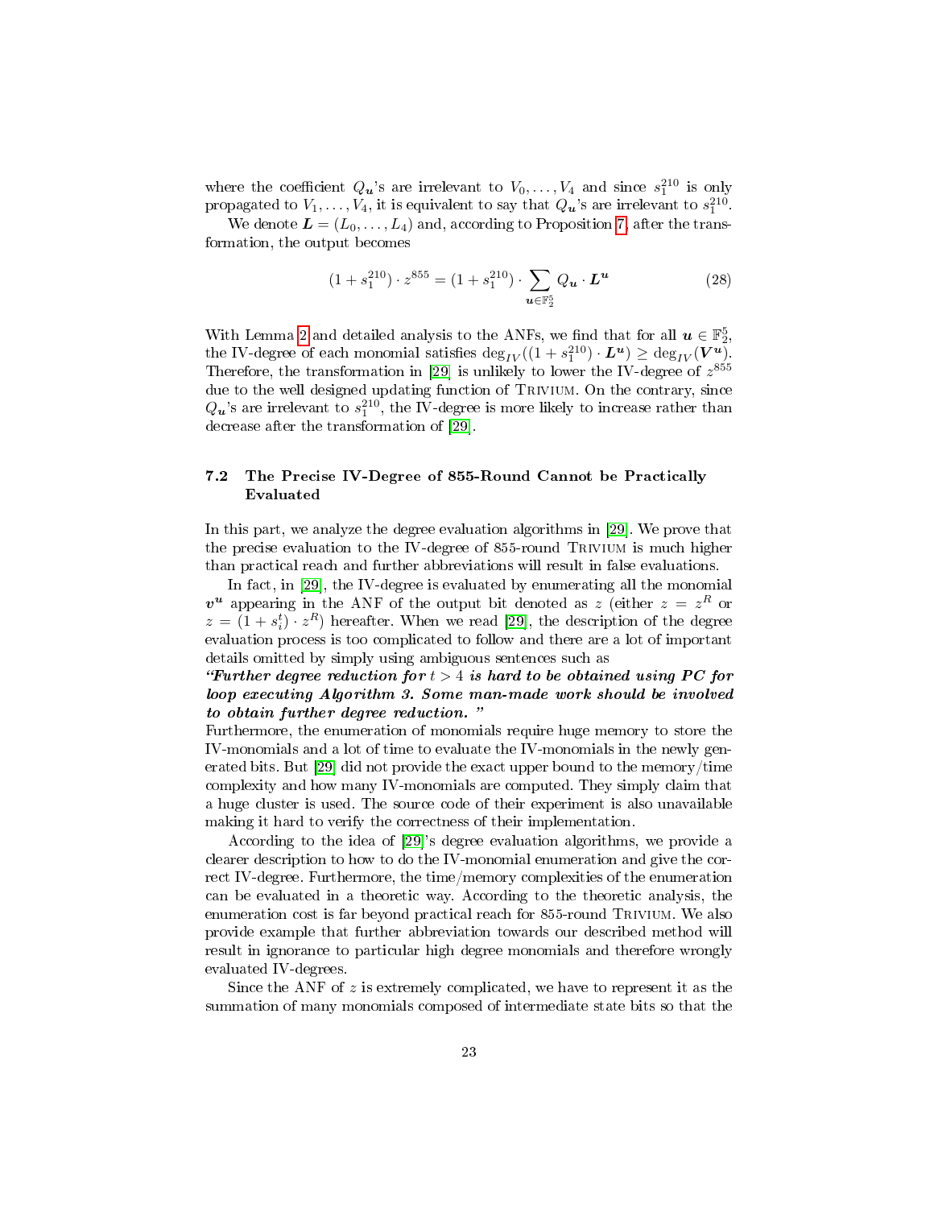where the coefficient $Q_{\boldsymbol{u}}$'s are irrelevant to $V_0, \ldots, V_4$ and since $s_1^{210}$ is only propagated to $V_1, \ldots, V_4$, it is equivalent to say that $Q_{\boldsymbol{u}}$'s are irrelevant to $s_1^{210}$.

We denote $\boldsymbol{L} = (L_0, \ldots, L_4)$ and, according to Proposition 7, after the transformation, the output becomes

$$(1 + s_1^{210}) \cdot z^{855} = (1 + s_1^{210}) \cdot \sum_{\boldsymbol{u} \in \mathbb{F}_2^5} Q_{\boldsymbol{u}} \cdot \boldsymbol{L}^{\boldsymbol{u}} \tag{28}$$

With Lemma 2 and detailed analysis to the ANFs, we find that for all $\boldsymbol{u} \in \mathbb{F}_2^5$, the IV-degree of each monomial satisfies $\deg_{IV}((1 + s_1^{210}) \cdot \boldsymbol{L}^{\boldsymbol{u}}) \geq \deg_{IV}(\boldsymbol{V}^{\boldsymbol{u}})$. Therefore, the transformation in [29] is unlikely to lower the IV-degree of $z^{855}$ due to the well designed updating function of Trivium. On the contrary, since $Q_{\boldsymbol{u}}$'s are irrelevant to $s_1^{210}$, the IV-degree is more likely to increase rather than decrease after the transformation of [29].

### 7.2 The Precise IV-Degree of 855-Round Cannot be Practically Evaluated

In this part, we analyze the degree evaluation algorithms in [29]. We prove that the precise evaluation to the IV-degree of 855-round Trivium is much higher than practical reach and further abbreviations will result in false evaluations.

In fact, in [29], the IV-degree is evaluated by enumerating all the monomial $\boldsymbol{v}^{\boldsymbol{u}}$ appearing in the ANF of the output bit denoted as $z$ (either $z = z^R$ or $z = (1 + s_i^t) \cdot z^R$) hereafter. When we read [29], the description of the degree evaluation process is too complicated to follow and there are a lot of important details omitted by simply using ambiguous sentences such as

***"Further degree reduction for $t > 4$ is hard to be obtained using PC for loop executing Algorithm 3. Some man-made work should be involved to obtain further degree reduction. "***

Furthermore, the enumeration of monomials require huge memory to store the IV-monomials and a lot of time to evaluate the IV-monomials in the newly generated bits. But [29] did not provide the exact upper bound to the memory/time complexity and how many IV-monomials are computed. They simply claim that a huge cluster is used. The source code of their experiment is also unavailable making it hard to verify the correctness of their implementation.

According to the idea of [29]'s degree evaluation algorithms, we provide a clearer description to how to do the IV-monomial enumeration and give the correct IV-degree. Furthermore, the time/memory complexities of the enumeration can be evaluated in a theoretic way. According to the theoretic analysis, the enumeration cost is far beyond practical reach for 855-round Trivium. We also provide example that further abbreviation towards our described method will result in ignorance to particular high degree monomials and therefore wrongly evaluated IV-degrees.

Since the ANF of $z$ is extremely complicated, we have to represent it as the summation of many monomials composed of intermediate state bits so that the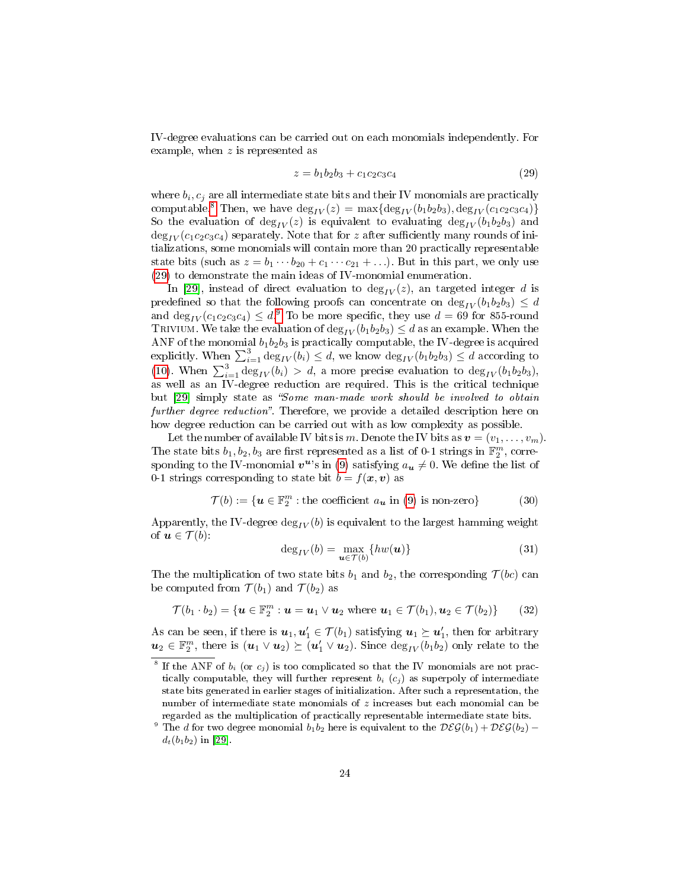IV-degree evaluations can be carried out on each monomials independently. For example, when $z$ is represented as

$$z = b_1b_2b_3 + c_1c_2c_3c_4 \tag{29}$$

where $b_i, c_j$ are all intermediate state bits and their IV monomials are practically computable.[8] Then, we have $\deg_{IV}(z) = \max\{\deg_{IV}(b_1b_2b_3), \deg_{IV}(c_1c_2c_3c_4)\}$ So the evaluation of $\deg_{IV}(z)$ is equivalent to evaluating $\deg_{IV}(b_1b_2b_3)$ and $\deg_{IV}(c_1c_2c_3c_4)$ separately. Note that for $z$ after sufficiently many rounds of initializations, some monomials will contain more than 20 practically representable state bits (such as $z = b_1 \cdots b_{20} + c_1 \cdots c_{21} + \ldots$). But in this part, we only use (29) to demonstrate the main ideas of IV-monomial enumeration.

In [29], instead of direct evaluation to $\deg_{IV}(z)$, an targeted integer $d$ is predefined so that the following proofs can concentrate on $\deg_{IV}(b_1b_2b_3) \leq d$ and $\deg_{IV}(c_1c_2c_3c_4) \leq d$.[9] To be more specific, they use $d = 69$ for 855-round Trivium. We take the evaluation of $\deg_{IV}(b_1b_2b_3) \leq d$ as an example. When the ANF of the monomial $b_1b_2b_3$ is practically computable, the IV-degree is acquired explicitly. When $\sum_{i=1}^{3} \deg_{IV}(b_i) \leq d$, we know $\deg_{IV}(b_1b_2b_3) \leq d$ according to (10). When $\sum_{i=1}^{3} \deg_{IV}(b_i) > d$, a more precise evaluation to $\deg_{IV}(b_1b_2b_3)$, as well as an IV-degree reduction are required. This is the critical technique but [29] simply state as *"Some man-made work should be involved to obtain further degree reduction"*. Therefore, we provide a detailed description here on how degree reduction can be carried out with as low complexity as possible.

Let the number of available IV bits is $m$. Denote the IV bits as $\boldsymbol{v} = (v_1, \ldots, v_m)$. The state bits $b_1, b_2, b_3$ are first represented as a list of 0-1 strings in $\mathbb{F}_2^m$, corresponding to the IV-monomial $\boldsymbol{v}^{\boldsymbol{u}}$'s in (9) satisfying $a_{\boldsymbol{u}} \neq 0$. We define the list of 0-1 strings corresponding to state bit $b = f(\boldsymbol{x}, \boldsymbol{v})$ as

$$\mathcal{T}(b) := \{\boldsymbol{u} \in \mathbb{F}_2^m : \text{the coefficient } a_{\boldsymbol{u}} \text{ in (9) is non-zero}\} \tag{30}$$

Apparently, the IV-degree $\deg_{IV}(b)$ is equivalent to the largest hamming weight of $\boldsymbol{u} \in \mathcal{T}(b)$:

$$\deg_{IV}(b) = \max_{\boldsymbol{u} \in \mathcal{T}(b)} \{hw(\boldsymbol{u})\} \tag{31}$$

The the multiplication of two state bits $b_1$ and $b_2$, the corresponding $\mathcal{T}(bc)$ can be computed from $\mathcal{T}(b_1)$ and $\mathcal{T}(b_2)$ as

$$\mathcal{T}(b_1 \cdot b_2) = \{\boldsymbol{u} \in \mathbb{F}_2^m : \boldsymbol{u} = \boldsymbol{u}_1 \vee \boldsymbol{u}_2 \text{ where } \boldsymbol{u}_1 \in \mathcal{T}(b_1), \boldsymbol{u}_2 \in \mathcal{T}(b_2)\} \tag{32}$$

As can be seen, if there is $\boldsymbol{u}_1, \boldsymbol{u}_1' \in \mathcal{T}(b_1)$ satisfying $\boldsymbol{u}_1 \succeq \boldsymbol{u}_1'$, then for arbitrary $\boldsymbol{u}_2 \in \mathbb{F}_2^m$, there is $(\boldsymbol{u}_1 \vee \boldsymbol{u}_2) \succeq (\boldsymbol{u}_1' \vee \boldsymbol{u}_2)$. Since $\deg_{IV}(b_1b_2)$ only relate to the

[8] If the ANF of $b_i$ (or $c_j$) is too complicated so that the IV monomials are not practically computable, they will further represent $b_i$ ($c_j$) as superpoly of intermediate state bits generated in earlier stages of initialization. After such a representation, the number of intermediate state monomials of $z$ increases but each monomial can be regarded as the multiplication of practically representable intermediate state bits.

[9] The $d$ for two degree monomial $b_1b_2$ here is equivalent to the $\mathcal{DEG}(b_1) + \mathcal{DEG}(b_2) - d_t(b_1b_2)$ in [29].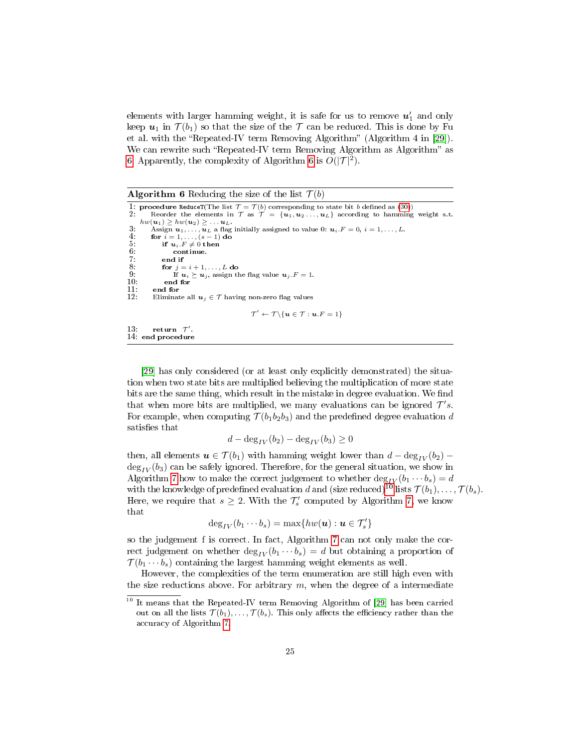elements with larger hamming weight, it is safe for us to remove $\boldsymbol{u}_1'$ and only keep $\boldsymbol{u}_1$ in $\mathcal{T}(b_1)$ so that the size of the $\mathcal{T}$ can be reduced. This is done by Fu et al. with the "Repeated-IV term Removing Algorithm" (Algorithm 4 in [29]). We can rewrite such "Repeated-IV term Removing Algorithm as Algorithm" as 6. Apparently, the complexity of Algorithm 6 is $O(|\mathcal{T}|^2)$.

**Algorithm 6** Reducing the size of the list $\mathcal{T}(b)$

```
1: procedure ReduceT(The list T = T(b) corresponding to state bit b defined as (30))
2:     Reorder the elements in T as T = {u_1, u_2 ..., u_L} according to hamming weight s.t.
       hw(u_1) ≥ hw(u_2) ≥ ... u_L.
3:     Assign u_1, ..., u_L a flag initially assigned to value 0: u_i.F = 0, i = 1, ..., L.
4:     for i = 1, ..., (s − 1) do
5:         if u_i.F ≠ 0 then
6:             continue.
7:         end if
8:         for j = i + 1, ..., L do
9:             If u_i ⪰ u_j, assign the flag value u_j.F = 1.
10:        end for
11:    end for
12:    Eliminate all u_j ∈ T having non-zero flag values
                    T' ← T \ {u ∈ T : u.F = 1}
13:    return T'.
14: end procedure
```

[29] has only considered (or at least only explicitly demonstrated) the situation when two state bits are multiplied believing the multiplication of more state bits are the same thing, which result in the mistake in degree evaluation. We find that when more bits are multiplied, we many evaluations can be ignored $\mathcal{T}'s$. For example, when computing $\mathcal{T}(b_1b_2b_3)$ and the predefined degree evaluation $d$ satisfies that

$$d - \deg_{IV}(b_2) - \deg_{IV}(b_3) \geq 0$$

then, all elements $\boldsymbol{u} \in \mathcal{T}(b_1)$ with hamming weight lower than $d - \deg_{IV}(b_2) - \deg_{IV}(b_3)$ can be safely ignored. Therefore, for the general situation, we show in Algorithm 7 how to make the correct judgement to whether $\deg_{IV}(b_1 \cdots b_s) = d$ with the knowledge of predefined evaluation $d$ and (size reduced)[10] lists $\mathcal{T}(b_1), \ldots, \mathcal{T}(b_s)$. Here, we require that $s \geq 2$. With the $\mathcal{T}_s'$ computed by Algorithm 7, we know that

$$\deg_{IV}(b_1 \cdots b_s) = \max\{hw(\boldsymbol{u}) : \boldsymbol{u} \in \mathcal{T}_s'\}$$

so the judgement f is correct. In fact, Algorithm 7 can not only make the correct judgement on whether $\deg_{IV}(b_1 \cdots b_s) = d$ but obtaining a proportion of $\mathcal{T}(b_1 \cdots b_s)$ containing the largest hamming weight elements as well.

However, the complexities of the term enumeration are still high even with the size reductions above. For arbitrary $m$, when the degree of a intermediate

[10] It means that the Repeated-IV term Removing Algorithm of [29] has been carried out on all the lists $\mathcal{T}(b_1), \ldots, \mathcal{T}(b_s)$. This only affects the efficiency rather than the accuracy of Algorithm 7.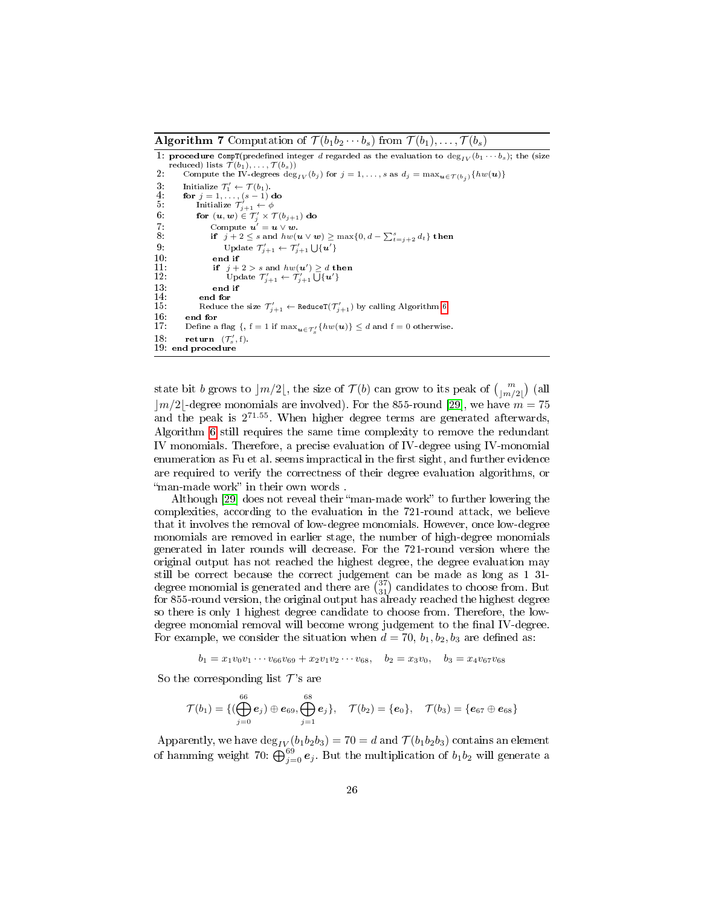**Algorithm 7** Computation of $\mathcal{T}(b_1 b_2 \cdots b_s)$ from $\mathcal{T}(b_1), \ldots, \mathcal{T}(b_s)$

```
1: procedure CompT(predefined integer d regarded as the evaluation to deg_IV(b_1 ··· b_s); the (size
   reduced) lists T(b_1), ..., T(b_s))
2:     Compute the IV-degrees deg_IV(b_j) for j = 1, ..., s as d_j = max_{u ∈ T(b_j)} {hw(u)}
3:     Initialize T'_1 ← T(b_1).
4:     for j = 1, ..., (s − 1) do
5:         Initialize T'_{j+1} ← φ
6:         for (u, w) ∈ T'_j × T(b_{j+1}) do
7:             Compute u' = u ∨ w.
8:             if j + 2 ≤ s and hw(u ∨ w) ≥ max{0, d − Σ_{t=j+2}^{s} d_t} then
9:                 Update T'_{j+1} ← T'_{j+1} ∪ {u'}
10:            end if
11:            if j + 2 > s and hw(u') ≥ d then
12:                Update T'_{j+1} ← T'_{j+1} ∪ {u'}
13:            end if
14:        end for
15:        Reduce the size T'_{j+1} ← ReduceT(T'_{j+1}) by calling Algorithm 6
16:    end for
17:    Define a flag {, f = 1 if max_{u ∈ T'_s} {hw(u)} ≤ d and f = 0 otherwise.
18:    return (T'_s, f).
19: end procedure
```

state bit $b$ grows to $\lfloor m/2 \rfloor$, the size of $\mathcal{T}(b)$ can grow to its peak of $\binom{m}{\lfloor m/2 \rfloor}$ (all $\lfloor m/2 \rfloor$-degree monomials are involved). For the 855-round [29], we have $m = 75$ and the peak is $2^{71.55}$. When higher degree terms are generated afterwards, Algorithm 6 still requires the same time complexity to remove the redundant IV monomials. Therefore, a precise evaluation of IV-degree using IV-monomial enumeration as Fu et al. seems impractical in the first sight, and further evidence are required to verify the correctness of their degree evaluation algorithms, or "man-made work" in their own words .

Although [29] does not reveal their "man-made work" to further lowering the complexities, according to the evaluation in the 721-round attack, we believe that it involves the removal of low-degree monomials. However, once low-degree monomials are removed in earlier stage, the number of high-degree monomials generated in later rounds will decrease. For the 721-round version where the original output has not reached the highest degree, the degree evaluation may still be correct because the correct judgement can be made as long as 1 31-degree monomial is generated and there are $\binom{37}{31}$ candidates to choose from. But for 855-round version, the original output has already reached the highest degree so there is only 1 highest degree candidate to choose from. Therefore, the low-degree monomial removal will become wrong judgement to the final IV-degree. For example, we consider the situation when $d = 70$, $b_1, b_2, b_3$ are defined as:

$$b_1 = x_1 v_0 v_1 \cdots v_{66} v_{69} + x_2 v_1 v_2 \cdots v_{68}, \quad b_2 = x_3 v_0, \quad b_3 = x_4 v_{67} v_{68}$$

So the corresponding list $\mathcal{T}$'s are

$$\mathcal{T}(b_1) = \{(\bigoplus_{j=0}^{66} \boldsymbol{e}_j) \oplus \boldsymbol{e}_{69}, \bigoplus_{j=1}^{68} \boldsymbol{e}_j\}, \quad \mathcal{T}(b_2) = \{\boldsymbol{e}_0\}, \quad \mathcal{T}(b_3) = \{\boldsymbol{e}_{67} \oplus \boldsymbol{e}_{68}\}$$

Apparently, we have $\deg_{IV}(b_1 b_2 b_3) = 70 = d$ and $\mathcal{T}(b_1 b_2 b_3)$ contains an element of hamming weight 70: $\bigoplus_{j=0}^{69} \boldsymbol{e}_j$. But the multiplication of $b_1 b_2$ will generate a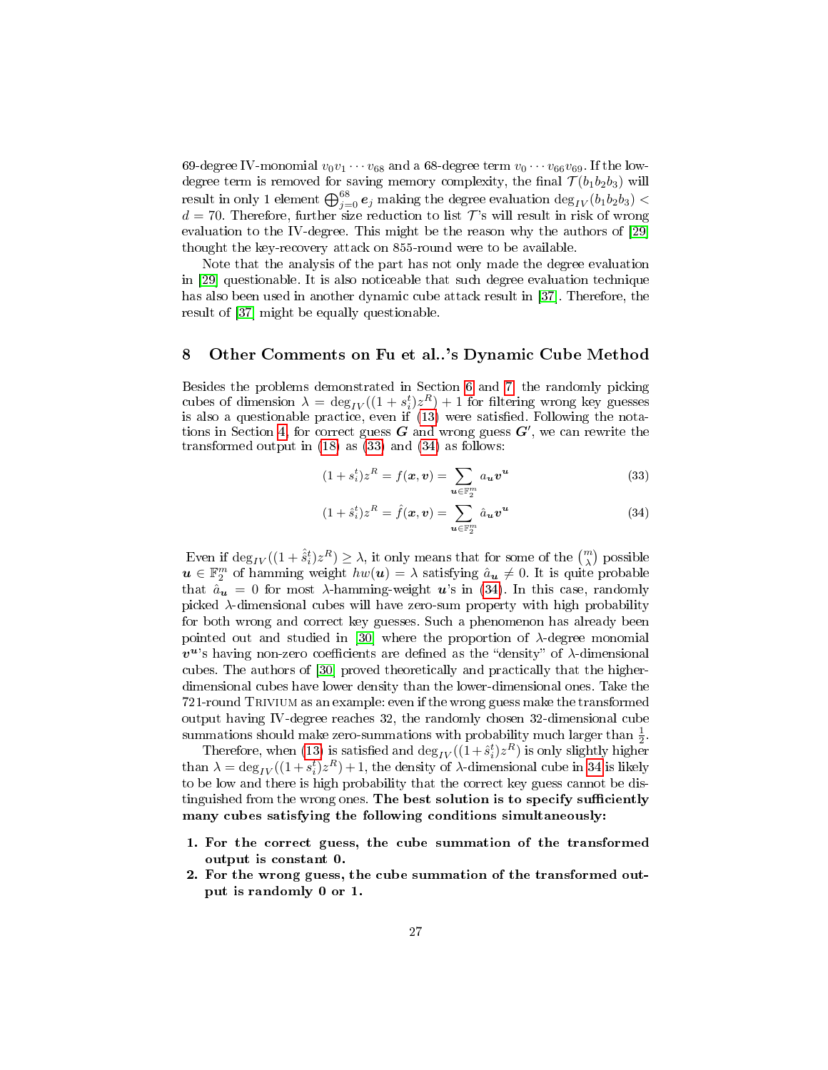69-degree IV-monomial $v_0 v_1 \cdots v_{68}$ and a 68-degree term $v_0 \cdots v_{66} v_{69}$. If the low-degree term is removed for saving memory complexity, the final $\mathcal{T}(b_1 b_2 b_3)$ will result in only 1 element $\bigoplus_{j=0}^{68} \boldsymbol{e}_j$ making the degree evaluation $\deg_{IV}(b_1 b_2 b_3) < d = 70$. Therefore, further size reduction to list $\mathcal{T}$'s will result in risk of wrong evaluation to the IV-degree. This might be the reason why the authors of [29] thought the key-recovery attack on 855-round were to be available.

Note that the analysis of the part has not only made the degree evaluation in [29] questionable. It is also noticeable that such degree evaluation technique has also been used in another dynamic cube attack result in [37]. Therefore, the result of [37] might be equally questionable.

## 8 Other Comments on Fu et al..'s Dynamic Cube Method

Besides the problems demonstrated in Section 6 and 7, the randomly picking cubes of dimension $\lambda = \deg_{IV}((1+s_i^t)z^R)+1$ for filtering wrong key guesses is also a questionable practice, even if (13) were satisfied. Following the notations in Section 4, for correct guess $\boldsymbol{G}$ and wrong guess $\boldsymbol{G}'$, we can rewrite the transformed output in (18) as (33) and (34) as follows:

$$(1+s_i^t)z^R = f(\boldsymbol{x}, \boldsymbol{v}) = \sum_{\boldsymbol{u} \in \mathbb{F}_2^m} a_{\boldsymbol{u}} \boldsymbol{v}^{\boldsymbol{u}} \tag{33}$$

$$(1+\hat{s}_i^t)z^R = \hat{f}(\boldsymbol{x}, \boldsymbol{v}) = \sum_{\boldsymbol{u} \in \mathbb{F}_2^m} \hat{a}_{\boldsymbol{u}} \boldsymbol{v}^{\boldsymbol{u}} \tag{34}$$

Even if $\deg_{IV}((1+\hat{s}_i^t)z^R) \geq \lambda$, it only means that for some of the $\binom{m}{\lambda}$ possible $\boldsymbol{u} \in \mathbb{F}_2^m$ of hamming weight $hw(\boldsymbol{u}) = \lambda$ satisfying $\hat{a}_{\boldsymbol{u}} \neq 0$. It is quite probable that $\hat{a}_{\boldsymbol{u}} = 0$ for most $\lambda$-hamming-weight $\boldsymbol{u}$'s in (34). In this case, randomly picked $\lambda$-dimensional cubes will have zero-sum property with high probability for both wrong and correct key guesses. Such a phenomenon has already been pointed out and studied in [30] where the proportion of $\lambda$-degree monomial $\boldsymbol{v}^{\boldsymbol{u}}$'s having non-zero coefficients are defined as the "density" of $\lambda$-dimensional cubes. The authors of [30] proved theoretically and practically that the higher-dimensional cubes have lower density than the lower-dimensional ones. Take the 721-round Trivium as an example: even if the wrong guess make the transformed output having IV-degree reaches 32, the randomly chosen 32-dimensional cube summations should make zero-summations with probability much larger than $\frac{1}{2}$.

Therefore, when (13) is satisfied and $\deg_{IV}((1+\hat{s}_i^t)z^R)$ is only slightly higher than $\lambda = \deg_{IV}((1+s_i^t)z^R)+1$, the density of $\lambda$-dimensional cube in 34 is likely to be low and there is high probability that the correct key guess cannot be distinguished from the wrong ones. **The best solution is to specify sufficiently many cubes satisfying the following conditions simultaneously:**

1. **For the correct guess, the cube summation of the transformed output is constant 0.**
2. **For the wrong guess, the cube summation of the transformed output is randomly 0 or 1.**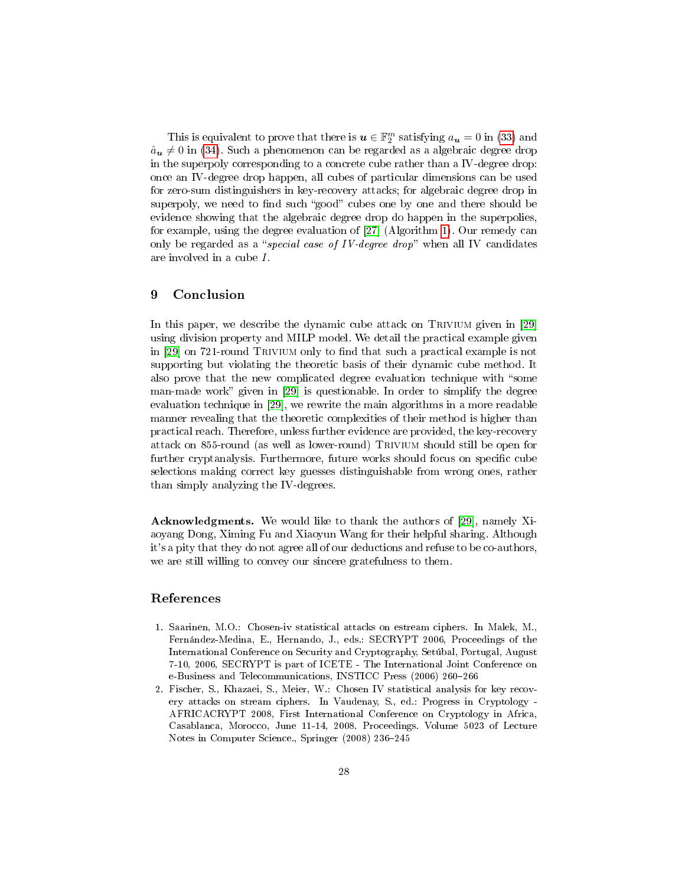This is equivalent to prove that there is $\boldsymbol{u} \in \mathbb{F}_2^m$ satisfying $a_{\boldsymbol{u}} = 0$ in (33) and $\hat{a}_{\boldsymbol{u}} \neq 0$ in (34). Such a phenomenon can be regarded as a algebraic degree drop in the superpoly corresponding to a concrete cube rather than a IV-degree drop: once an IV-degree drop happen, all cubes of particular dimensions can be used for zero-sum distinguishers in key-recovery attacks; for algebraic degree drop in superpoly, we need to find such "good" cubes one by one and there should be evidence showing that the algebraic degree drop do happen in the superpolies, for example, using the degree evaluation of [27] (Algorithm 1). Our remedy can only be regarded as a "*special case of IV-degree drop*" when all IV candidates are involved in a cube $I$.

## 9 Conclusion

In this paper, we describe the dynamic cube attack on Trivium given in [29] using division property and MILP model. We detail the practical example given in [29] on 721-round Trivium only to find that such a practical example is not supporting but violating the theoretic basis of their dynamic cube method. It also prove that the new complicated degree evaluation technique with "some man-made work" given in [29] is questionable. In order to simplify the degree evaluation technique in [29], we rewrite the main algorithms in a more readable manner revealing that the theoretic complexities of their method is higher than practical reach. Therefore, unless further evidence are provided, the key-recovery attack on 855-round (as well as lower-round) Trivium should still be open for further cryptanalysis. Furthermore, future works should focus on specific cube selections making correct key guesses distinguishable from wrong ones, rather than simply analyzing the IV-degrees.

**Acknowledgments.** We would like to thank the authors of [29], namely Xiaoyang Dong, Ximing Fu and Xiaoyun Wang for their helpful sharing. Although it's a pity that they do not agree all of our deductions and refuse to be co-authors, we are still willing to convey our sincere gratefulness to them.

## References

1. Saarinen, M.O.: Chosen-iv statistical attacks on estream ciphers. In Malek, M., Fernández-Medina, E., Hernando, J., eds.: SECRYPT 2006, Proceedings of the International Conference on Security and Cryptography, Setúbal, Portugal, August 7-10, 2006, SECRYPT is part of ICETE - The International Joint Conference on e-Business and Telecommunications, INSTICC Press (2006) 260–266
2. Fischer, S., Khazaei, S., Meier, W.: Chosen IV statistical analysis for key recovery attacks on stream ciphers. In Vaudenay, S., ed.: Progress in Cryptology - AFRICACRYPT 2008, First International Conference on Cryptology in Africa, Casablanca, Morocco, June 11-14, 2008. Proceedings. Volume 5023 of Lecture Notes in Computer Science., Springer (2008) 236–245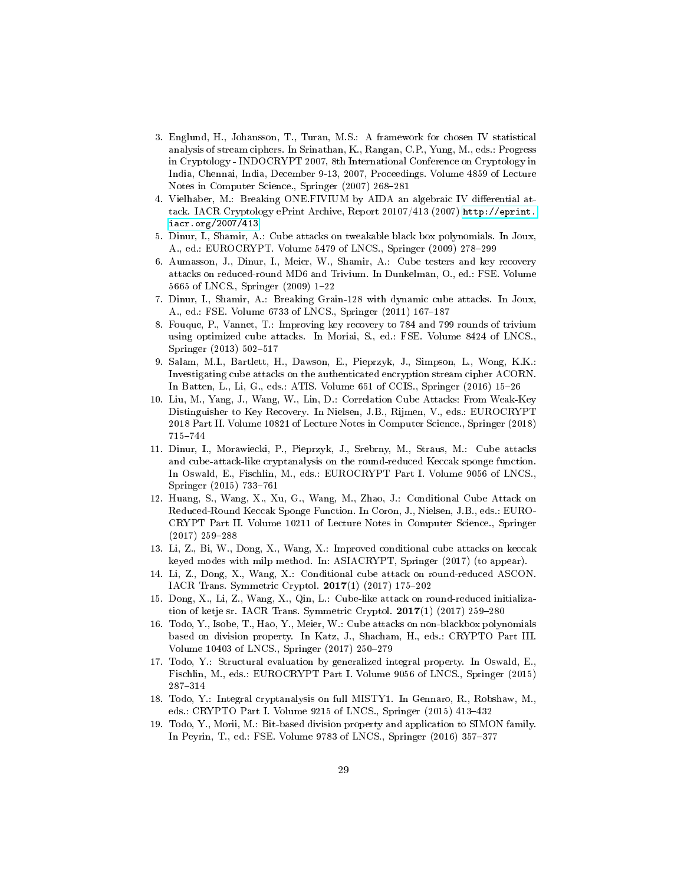3. Englund, H., Johansson, T., Turan, M.S.: A framework for chosen IV statistical analysis of stream ciphers. In Srinathan, K., Rangan, C.P., Yung, M., eds.: Progress in Cryptology - INDOCRYPT 2007, 8th International Conference on Cryptology in India, Chennai, India, December 9-13, 2007, Proceedings. Volume 4859 of Lecture Notes in Computer Science., Springer (2007) 268–281
4. Vielhaber, M.: Breaking ONE.FIVIUM by AIDA an algebraic IV differential attack. IACR Cryptology ePrint Archive, Report 20107/413 (2007) http://eprint.iacr.org/2007/413
5. Dinur, I., Shamir, A.: Cube attacks on tweakable black box polynomials. In Joux, A., ed.: EUROCRYPT. Volume 5479 of LNCS., Springer (2009) 278–299
6. Aumasson, J., Dinur, I., Meier, W., Shamir, A.: Cube testers and key recovery attacks on reduced-round MD6 and Trivium. In Dunkelman, O., ed.: FSE. Volume 5665 of LNCS., Springer (2009) 1–22
7. Dinur, I., Shamir, A.: Breaking Grain-128 with dynamic cube attacks. In Joux, A., ed.: FSE. Volume 6733 of LNCS., Springer (2011) 167–187
8. Fouque, P., Vannet, T.: Improving key recovery to 784 and 799 rounds of trivium using optimized cube attacks. In Moriai, S., ed.: FSE. Volume 8424 of LNCS., Springer (2013) 502–517
9. Salam, M.I., Bartlett, H., Dawson, E., Pieprzyk, J., Simpson, L., Wong, K.K.: Investigating cube attacks on the authenticated encryption stream cipher ACORN. In Batten, L., Li, G., eds.: ATIS. Volume 651 of CCIS., Springer (2016) 15–26
10. Liu, M., Yang, J., Wang, W., Lin, D.: Correlation Cube Attacks: From Weak-Key Distinguisher to Key Recovery. In Nielsen, J.B., Rijmen, V., eds.: EUROCRYPT 2018 Part II. Volume 10821 of Lecture Notes in Computer Science., Springer (2018) 715–744
11. Dinur, I., Morawiecki, P., Pieprzyk, J., Srebrny, M., Straus, M.: Cube attacks and cube-attack-like cryptanalysis on the round-reduced Keccak sponge function. In Oswald, E., Fischlin, M., eds.: EUROCRYPT Part I. Volume 9056 of LNCS., Springer (2015) 733–761
12. Huang, S., Wang, X., Xu, G., Wang, M., Zhao, J.: Conditional Cube Attack on Reduced-Round Keccak Sponge Function. In Coron, J., Nielsen, J.B., eds.: EUROCRYPT Part II. Volume 10211 of Lecture Notes in Computer Science., Springer (2017) 259–288
13. Li, Z., Bi, W., Dong, X., Wang, X.: Improved conditional cube attacks on keccak keyed modes with milp method. In: ASIACRYPT, Springer (2017) (to appear).
14. Li, Z., Dong, X., Wang, X.: Conditional cube attack on round-reduced ASCON. IACR Trans. Symmetric Cryptol. **2017**(1) (2017) 175–202
15. Dong, X., Li, Z., Wang, X., Qin, L.: Cube-like attack on round-reduced initialization of ketje sr. IACR Trans. Symmetric Cryptol. **2017**(1) (2017) 259–280
16. Todo, Y., Isobe, T., Hao, Y., Meier, W.: Cube attacks on non-blackbox polynomials based on division property. In Katz, J., Shacham, H., eds.: CRYPTO Part III. Volume 10403 of LNCS., Springer (2017) 250–279
17. Todo, Y.: Structural evaluation by generalized integral property. In Oswald, E., Fischlin, M., eds.: EUROCRYPT Part I. Volume 9056 of LNCS., Springer (2015) 287–314
18. Todo, Y.: Integral cryptanalysis on full MISTY1. In Gennaro, R., Robshaw, M., eds.: CRYPTO Part I. Volume 9215 of LNCS., Springer (2015) 413–432
19. Todo, Y., Morii, M.: Bit-based division property and application to SIMON family. In Peyrin, T., ed.: FSE. Volume 9783 of LNCS., Springer (2016) 357–377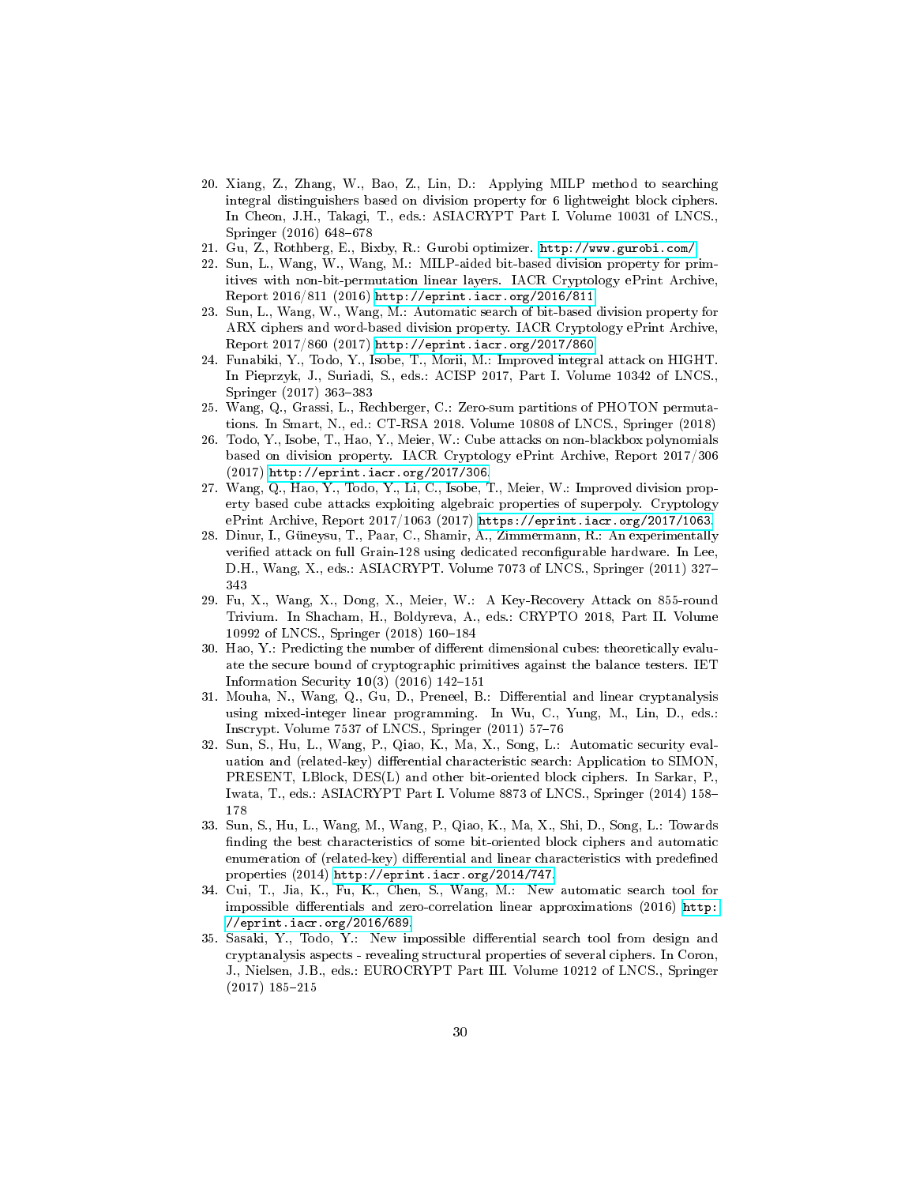20. Xiang, Z., Zhang, W., Bao, Z., Lin, D.: Applying MILP method to searching integral distinguishers based on division property for 6 lightweight block ciphers. In Cheon, J.H., Takagi, T., eds.: ASIACRYPT Part I. Volume 10031 of LNCS., Springer (2016) 648–678
21. Gu, Z., Rothberg, E., Bixby, R.: Gurobi optimizer. http://www.gurobi.com/
22. Sun, L., Wang, W., Wang, M.: MILP-aided bit-based division property for primitives with non-bit-permutation linear layers. IACR Cryptology ePrint Archive, Report 2016/811 (2016) http://eprint.iacr.org/2016/811
23. Sun, L., Wang, W., Wang, M.: Automatic search of bit-based division property for ARX ciphers and word-based division property. IACR Cryptology ePrint Archive, Report 2017/860 (2017) http://eprint.iacr.org/2017/860
24. Funabiki, Y., Todo, Y., Isobe, T., Morii, M.: Improved integral attack on HIGHT. In Pieprzyk, J., Suriadi, S., eds.: ACISP 2017, Part I. Volume 10342 of LNCS., Springer (2017) 363–383
25. Wang, Q., Grassi, L., Rechberger, C.: Zero-sum partitions of PHOTON permutations. In Smart, N., ed.: CT-RSA 2018. Volume 10808 of LNCS., Springer (2018)
26. Todo, Y., Isobe, T., Hao, Y., Meier, W.: Cube attacks on non-blackbox polynomials based on division property. IACR Cryptology ePrint Archive, Report 2017/306 (2017) http://eprint.iacr.org/2017/306.
27. Wang, Q., Hao, Y., Todo, Y., Li, C., Isobe, T., Meier, W.: Improved division property based cube attacks exploiting algebraic properties of superpoly. Cryptology ePrint Archive, Report 2017/1063 (2017) https://eprint.iacr.org/2017/1063.
28. Dinur, I., Güneysu, T., Paar, C., Shamir, A., Zimmermann, R.: An experimentally verified attack on full Grain-128 using dedicated reconfigurable hardware. In Lee, D.H., Wang, X., eds.: ASIACRYPT. Volume 7073 of LNCS., Springer (2011) 327–343
29. Fu, X., Wang, X., Dong, X., Meier, W.: A Key-Recovery Attack on 855-round Trivium. In Shacham, H., Boldyreva, A., eds.: CRYPTO 2018, Part II. Volume 10992 of LNCS., Springer (2018) 160–184
30. Hao, Y.: Predicting the number of different dimensional cubes: theoretically evaluate the secure bound of cryptographic primitives against the balance testers. IET Information Security **10**(3) (2016) 142–151
31. Mouha, N., Wang, Q., Gu, D., Preneel, B.: Differential and linear cryptanalysis using mixed-integer linear programming. In Wu, C., Yung, M., Lin, D., eds.: Inscrypt. Volume 7537 of LNCS., Springer (2011) 57–76
32. Sun, S., Hu, L., Wang, P., Qiao, K., Ma, X., Song, L.: Automatic security evaluation and (related-key) differential characteristic search: Application to SIMON, PRESENT, LBlock, DES(L) and other bit-oriented block ciphers. In Sarkar, P., Iwata, T., eds.: ASIACRYPT Part I. Volume 8873 of LNCS., Springer (2014) 158–178
33. Sun, S., Hu, L., Wang, M., Wang, P., Qiao, K., Ma, X., Shi, D., Song, L.: Towards finding the best characteristics of some bit-oriented block ciphers and automatic enumeration of (related-key) differential and linear characteristics with predefined properties (2014) http://eprint.iacr.org/2014/747.
34. Cui, T., Jia, K., Fu, K., Chen, S., Wang, M.: New automatic search tool for impossible differentials and zero-correlation linear approximations (2016) http://eprint.iacr.org/2016/689.
35. Sasaki, Y., Todo, Y.: New impossible differential search tool from design and cryptanalysis aspects - revealing structural properties of several ciphers. In Coron, J., Nielsen, J.B., eds.: EUROCRYPT Part III. Volume 10212 of LNCS., Springer (2017) 185–215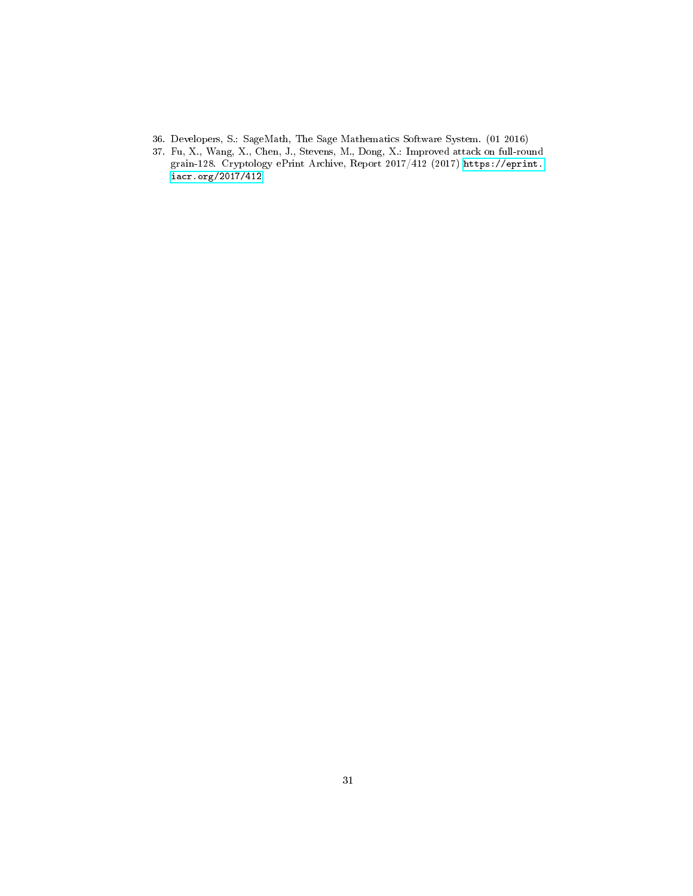36. Developers, S.: SageMath, The Sage Mathematics Software System. (01 2016)
37. Fu, X., Wang, X., Chen, J., Stevens, M., Dong, X.: Improved attack on full-round grain-128. Cryptology ePrint Archive, Report 2017/412 (2017) https://eprint.iacr.org/2017/412